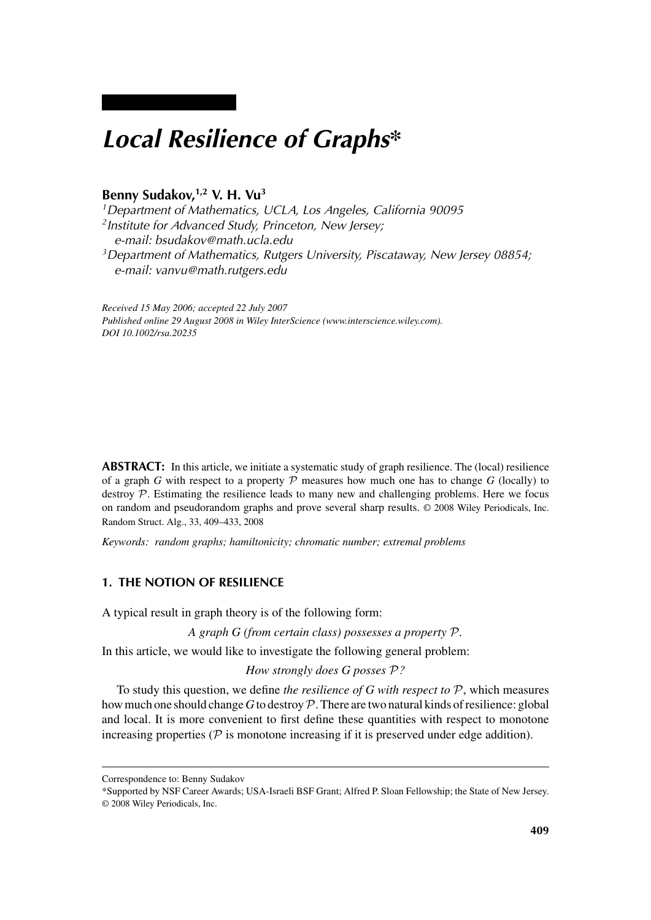# Local Resilience of Graphs*

**Benny Sudakov,[1,2] V. H. Vu[3]**

[1] *Department of Mathematics, UCLA, Los Angeles, California 90095*
[2] *Institute for Advanced Study, Princeton, New Jersey; e-mail: bsudakov@math.ucla.edu*
[3] *Department of Mathematics, Rutgers University, Piscataway, New Jersey 08854; e-mail: vanvu@math.rutgers.edu*

*Received 15 May 2006; accepted 22 July 2007*
*Published online 29 August 2008 in Wiley InterScience (www.interscience.wiley.com).*
*DOI 10.1002/rsa.20235*

**ABSTRACT:** In this article, we initiate a systematic study of graph resilience. The (local) resilience of a graph $G$ with respect to a property $\mathcal{P}$ measures how much one has to change $G$ (locally) to destroy $\mathcal{P}$. Estimating the resilience leads to many new and challenging problems. Here we focus on random and pseudorandom graphs and prove several sharp results. © 2008 Wiley Periodicals, Inc. Random Struct. Alg., 33, 409–433, 2008

*Keywords: random graphs; hamiltonicity; chromatic number; extremal problems*

## 1. THE NOTION OF RESILIENCE

A typical result in graph theory is of the following form:

*A graph G (from certain class) possesses a property $\mathcal{P}$.*

In this article, we would like to investigate the following general problem:

*How strongly does G posses $\mathcal{P}$?*

To study this question, we define *the resilience of G with respect to $\mathcal{P}$*, which measures how much one should change $G$ to destroy $\mathcal{P}$. There are two natural kinds of resilience: global and local. It is more convenient to first define these quantities with respect to monotone increasing properties ($\mathcal{P}$ is monotone increasing if it is preserved under edge addition).

Correspondence to: Benny Sudakov
*Supported by NSF Career Awards; USA-Israeli BSF Grant; Alfred P. Sloan Fellowship; the State of New Jersey.
© 2008 Wiley Periodicals, Inc.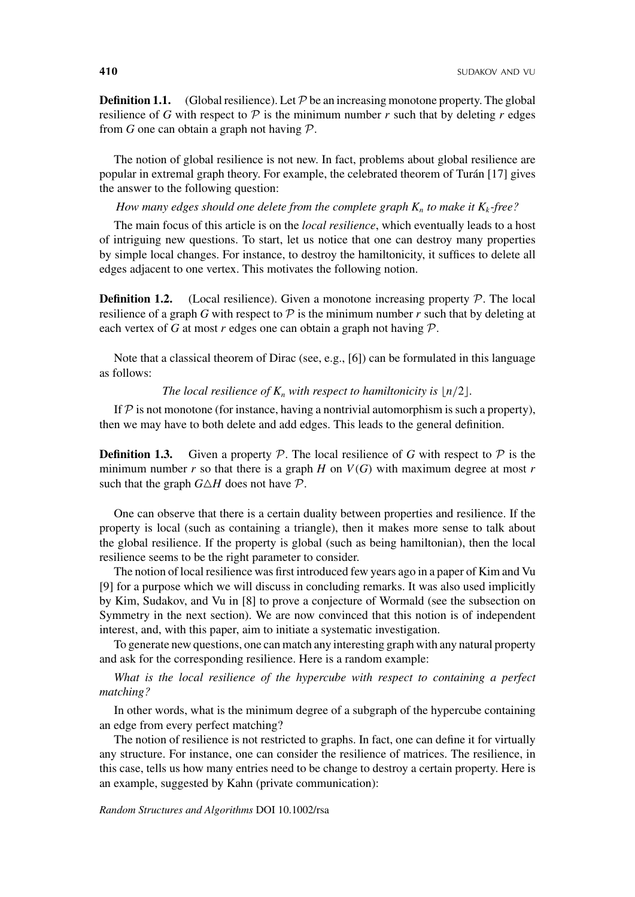**Definition 1.1.** (Global resilience). Let $\mathcal{P}$ be an increasing monotone property. The global resilience of $G$ with respect to $\mathcal{P}$ is the minimum number $r$ such that by deleting $r$ edges from $G$ one can obtain a graph not having $\mathcal{P}$.

The notion of global resilience is not new. In fact, problems about global resilience are popular in extremal graph theory. For example, the celebrated theorem of Turán [17] gives the answer to the following question:

*How many edges should one delete from the complete graph $K_n$ to make it $K_k$-free?*

The main focus of this article is on the *local resilience*, which eventually leads to a host of intriguing new questions. To start, let us notice that one can destroy many properties by simple local changes. For instance, to destroy the hamiltonicity, it suffices to delete all edges adjacent to one vertex. This motivates the following notion.

**Definition 1.2.** (Local resilience). Given a monotone increasing property $\mathcal{P}$. The local resilience of a graph $G$ with respect to $\mathcal{P}$ is the minimum number $r$ such that by deleting at each vertex of $G$ at most $r$ edges one can obtain a graph not having $\mathcal{P}$.

Note that a classical theorem of Dirac (see, e.g., [6]) can be formulated in this language as follows:

*The local resilience of $K_n$ with respect to hamiltonicity is $\lfloor n/2 \rfloor$.*

If $\mathcal{P}$ is not monotone (for instance, having a nontrivial automorphism is such a property), then we may have to both delete and add edges. This leads to the general definition.

**Definition 1.3.** Given a property $\mathcal{P}$. The local resilience of $G$ with respect to $\mathcal{P}$ is the minimum number $r$ so that there is a graph $H$ on $V(G)$ with maximum degree at most $r$ such that the graph $G \triangle H$ does not have $\mathcal{P}$.

One can observe that there is a certain duality between properties and resilience. If the property is local (such as containing a triangle), then it makes more sense to talk about the global resilience. If the property is global (such as being hamiltonian), then the local resilience seems to be the right parameter to consider.

The notion of local resilience was first introduced few years ago in a paper of Kim and Vu [9] for a purpose which we will discuss in concluding remarks. It was also used implicitly by Kim, Sudakov, and Vu in [8] to prove a conjecture of Wormald (see the subsection on Symmetry in the next section). We are now convinced that this notion is of independent interest, and, with this paper, aim to initiate a systematic investigation.

To generate new questions, one can match any interesting graph with any natural property and ask for the corresponding resilience. Here is a random example:

*What is the local resilience of the hypercube with respect to containing a perfect matching?*

In other words, what is the minimum degree of a subgraph of the hypercube containing an edge from every perfect matching?

The notion of resilience is not restricted to graphs. In fact, one can define it for virtually any structure. For instance, one can consider the resilience of matrices. The resilience, in this case, tells us how many entries need to be change to destroy a certain property. Here is an example, suggested by Kahn (private communication):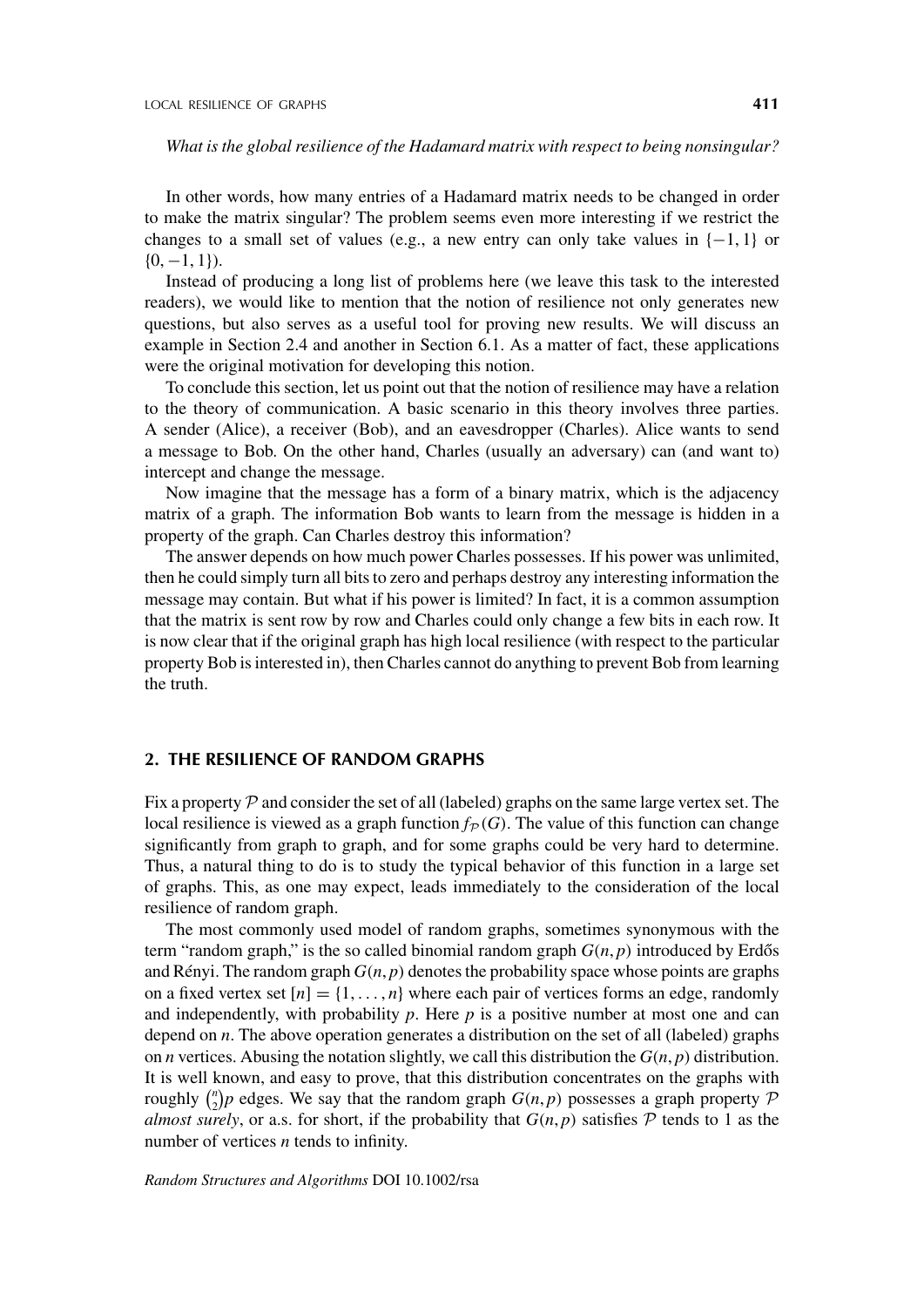*What is the global resilience of the Hadamard matrix with respect to being nonsingular?*

In other words, how many entries of a Hadamard matrix needs to be changed in order to make the matrix singular? The problem seems even more interesting if we restrict the changes to a small set of values (e.g., a new entry can only take values in $\{-1, 1\}$ or $\{0, -1, 1\}$).

Instead of producing a long list of problems here (we leave this task to the interested readers), we would like to mention that the notion of resilience not only generates new questions, but also serves as a useful tool for proving new results. We will discuss an example in Section 2.4 and another in Section 6.1. As a matter of fact, these applications were the original motivation for developing this notion.

To conclude this section, let us point out that the notion of resilience may have a relation to the theory of communication. A basic scenario in this theory involves three parties. A sender (Alice), a receiver (Bob), and an eavesdropper (Charles). Alice wants to send a message to Bob. On the other hand, Charles (usually an adversary) can (and want to) intercept and change the message.

Now imagine that the message has a form of a binary matrix, which is the adjacency matrix of a graph. The information Bob wants to learn from the message is hidden in a property of the graph. Can Charles destroy this information?

The answer depends on how much power Charles possesses. If his power was unlimited, then he could simply turn all bits to zero and perhaps destroy any interesting information the message may contain. But what if his power is limited? In fact, it is a common assumption that the matrix is sent row by row and Charles could only change a few bits in each row. It is now clear that if the original graph has high local resilience (with respect to the particular property Bob is interested in), then Charles cannot do anything to prevent Bob from learning the truth.

## 2. THE RESILIENCE OF RANDOM GRAPHS

Fix a property $\mathcal{P}$ and consider the set of all (labeled) graphs on the same large vertex set. The local resilience is viewed as a graph function $f_{\mathcal{P}}(G)$. The value of this function can change significantly from graph to graph, and for some graphs could be very hard to determine. Thus, a natural thing to do is to study the typical behavior of this function in a large set of graphs. This, as one may expect, leads immediately to the consideration of the local resilience of random graph.

The most commonly used model of random graphs, sometimes synonymous with the term "random graph," is the so called binomial random graph $G(n, p)$ introduced by Erdős and Rényi. The random graph $G(n, p)$ denotes the probability space whose points are graphs on a fixed vertex set $[n] = \{1, \dots, n\}$ where each pair of vertices forms an edge, randomly and independently, with probability $p$. Here $p$ is a positive number at most one and can depend on $n$. The above operation generates a distribution on the set of all (labeled) graphs on $n$ vertices. Abusing the notation slightly, we call this distribution the $G(n, p)$ distribution. It is well known, and easy to prove, that this distribution concentrates on the graphs with roughly $\binom{n}{2}p$ edges. We say that the random graph $G(n, p)$ possesses a graph property $\mathcal{P}$ *almost surely*, or a.s. for short, if the probability that $G(n, p)$ satisfies $\mathcal{P}$ tends to 1 as the number of vertices $n$ tends to infinity.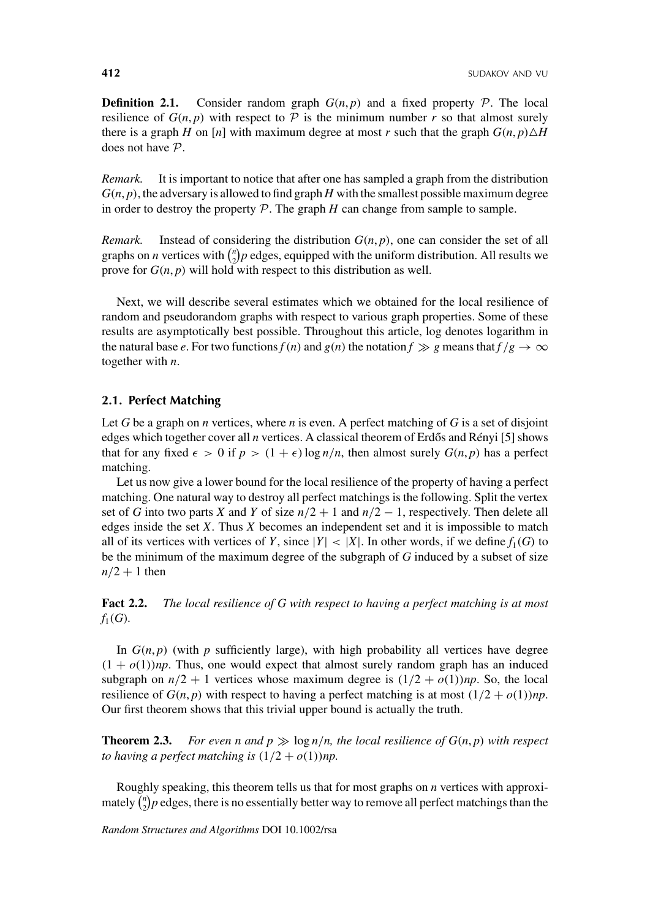**Definition 2.1.** Consider random graph $G(n,p)$ and a fixed property $\mathcal{P}$. The local resilience of $G(n,p)$ with respect to $\mathcal{P}$ is the minimum number $r$ so that almost surely there is a graph $H$ on $[n]$ with maximum degree at most $r$ such that the graph $G(n,p)\triangle H$ does not have $\mathcal{P}$.

*Remark.* It is important to notice that after one has sampled a graph from the distribution $G(n,p)$, the adversary is allowed to find graph $H$ with the smallest possible maximum degree in order to destroy the property $\mathcal{P}$. The graph $H$ can change from sample to sample.

*Remark.* Instead of considering the distribution $G(n,p)$, one can consider the set of all graphs on $n$ vertices with $\binom{n}{2}p$ edges, equipped with the uniform distribution. All results we prove for $G(n,p)$ will hold with respect to this distribution as well.

Next, we will describe several estimates which we obtained for the local resilience of random and pseudorandom graphs with respect to various graph properties. Some of these results are asymptotically best possible. Throughout this article, log denotes logarithm in the natural base $e$. For two functions $f(n)$ and $g(n)$ the notation $f \gg g$ means that $f/g \to \infty$ together with $n$.

## 2.1. Perfect Matching

Let $G$ be a graph on $n$ vertices, where $n$ is even. A perfect matching of $G$ is a set of disjoint edges which together cover all $n$ vertices. A classical theorem of Erdős and Rényi [5] shows that for any fixed $\epsilon > 0$ if $p > (1+\epsilon)\log n/n$, then almost surely $G(n,p)$ has a perfect matching.

Let us now give a lower bound for the local resilience of the property of having a perfect matching. One natural way to destroy all perfect matchings is the following. Split the vertex set of $G$ into two parts $X$ and $Y$ of size $n/2+1$ and $n/2-1$, respectively. Then delete all edges inside the set $X$. Thus $X$ becomes an independent set and it is impossible to match all of its vertices with vertices of $Y$, since $|Y| < |X|$. In other words, if we define $f_1(G)$ to be the minimum of the maximum degree of the subgraph of $G$ induced by a subset of size $n/2+1$ then

**Fact 2.2.** *The local resilience of $G$ with respect to having a perfect matching is at most $f_1(G)$.*

In $G(n,p)$ (with $p$ sufficiently large), with high probability all vertices have degree $(1+o(1))np$. Thus, one would expect that almost surely random graph has an induced subgraph on $n/2+1$ vertices whose maximum degree is $(1/2+o(1))np$. So, the local resilience of $G(n,p)$ with respect to having a perfect matching is at most $(1/2+o(1))np$. Our first theorem shows that this trivial upper bound is actually the truth.

**Theorem 2.3.** *For even $n$ and $p \gg \log n/n$, the local resilience of $G(n,p)$ with respect to having a perfect matching is $(1/2+o(1))np$.*

Roughly speaking, this theorem tells us that for most graphs on $n$ vertices with approximately $\binom{n}{2}p$ edges, there is no essentially better way to remove all perfect matchings than the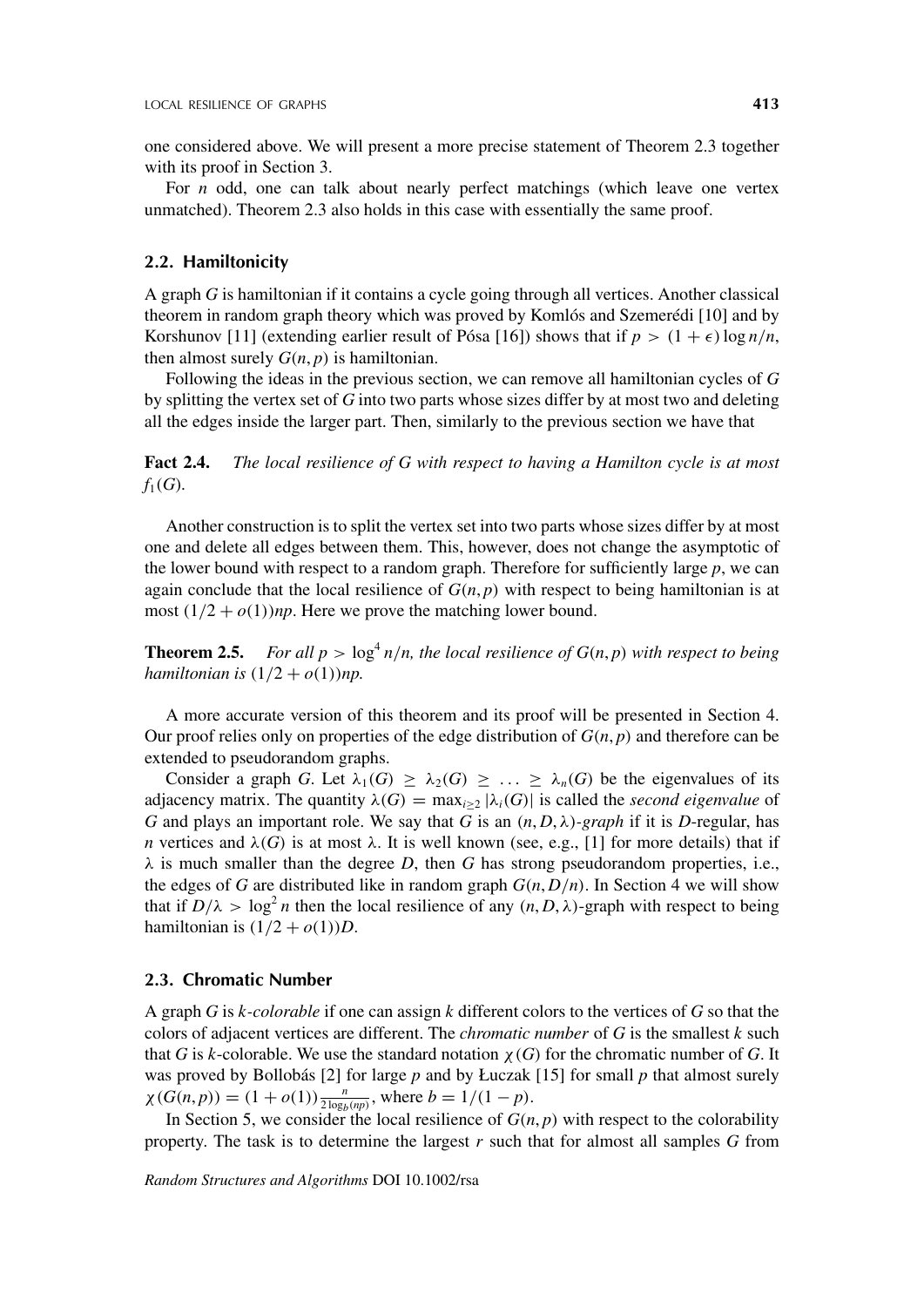one considered above. We will present a more precise statement of Theorem 2.3 together with its proof in Section 3.

For $n$ odd, one can talk about nearly perfect matchings (which leave one vertex unmatched). Theorem 2.3 also holds in this case with essentially the same proof.

### 2.2. Hamiltonicity

A graph $G$ is hamiltonian if it contains a cycle going through all vertices. Another classical theorem in random graph theory which was proved by Komlós and Szemerédi [10] and by Korshunov [11] (extending earlier result of Pósa [16]) shows that if $p > (1+\epsilon)\log n/n$, then almost surely $G(n,p)$ is hamiltonian.

Following the ideas in the previous section, we can remove all hamiltonian cycles of $G$ by splitting the vertex set of $G$ into two parts whose sizes differ by at most two and deleting all the edges inside the larger part. Then, similarly to the previous section we have that

**Fact 2.4.** *The local resilience of $G$ with respect to having a Hamilton cycle is at most $f_1(G)$.*

Another construction is to split the vertex set into two parts whose sizes differ by at most one and delete all edges between them. This, however, does not change the asymptotic of the lower bound with respect to a random graph. Therefore for sufficiently large $p$, we can again conclude that the local resilience of $G(n,p)$ with respect to being hamiltonian is at most $(1/2 + o(1))np$. Here we prove the matching lower bound.

**Theorem 2.5.** *For all $p > \log^4 n/n$, the local resilience of $G(n,p)$ with respect to being hamiltonian is $(1/2 + o(1))np$.*

A more accurate version of this theorem and its proof will be presented in Section 4. Our proof relies only on properties of the edge distribution of $G(n,p)$ and therefore can be extended to pseudorandom graphs.

Consider a graph $G$. Let $\lambda_1(G) \geq \lambda_2(G) \geq \ldots \geq \lambda_n(G)$ be the eigenvalues of its adjacency matrix. The quantity $\lambda(G) = \max_{i\geq 2} |\lambda_i(G)|$ is called the *second eigenvalue* of $G$ and plays an important role. We say that $G$ is an $(n, D, \lambda)$-*graph* if it is $D$-regular, has $n$ vertices and $\lambda(G)$ is at most $\lambda$. It is well known (see, e.g., [1] for more details) that if $\lambda$ is much smaller than the degree $D$, then $G$ has strong pseudorandom properties, i.e., the edges of $G$ are distributed like in random graph $G(n, D/n)$. In Section 4 we will show that if $D/\lambda > \log^2 n$ then the local resilience of any $(n, D, \lambda)$-graph with respect to being hamiltonian is $(1/2 + o(1))D$.

### 2.3. Chromatic Number

A graph $G$ is *k-colorable* if one can assign $k$ different colors to the vertices of $G$ so that the colors of adjacent vertices are different. The *chromatic number* of $G$ is the smallest $k$ such that $G$ is $k$-colorable. We use the standard notation $\chi(G)$ for the chromatic number of $G$. It was proved by Bollobás [2] for large $p$ and by Łuczak [15] for small $p$ that almost surely $\chi(G(n,p)) = (1 + o(1))\frac{n}{2\log_b(np)}$, where $b = 1/(1-p)$.

In Section 5, we consider the local resilience of $G(n,p)$ with respect to the colorability property. The task is to determine the largest $r$ such that for almost all samples $G$ from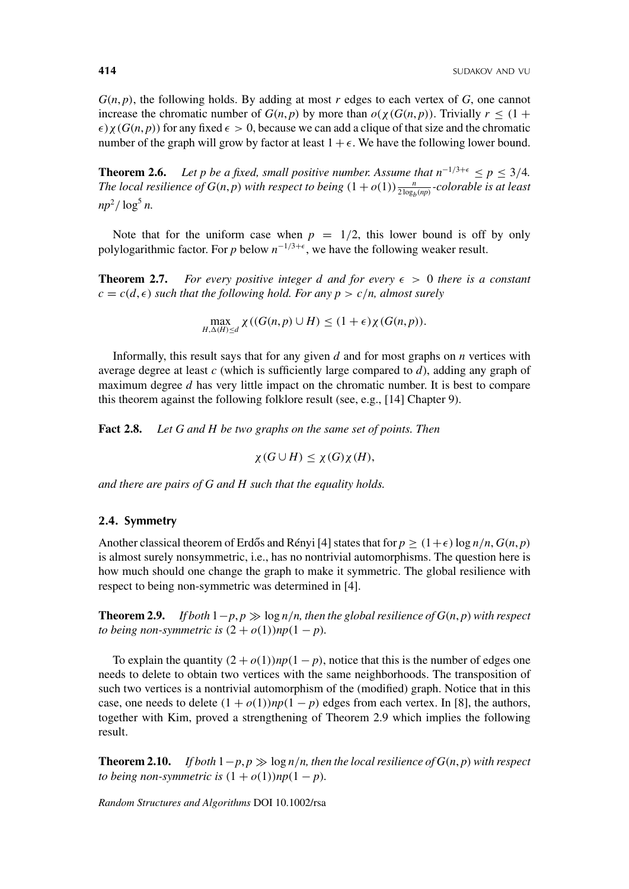$G(n,p)$, the following holds. By adding at most $r$ edges to each vertex of $G$, one cannot increase the chromatic number of $G(n,p)$ by more than $o(\chi(G(n,p))$. Trivially $r \leq (1+\epsilon)\chi(G(n,p))$ for any fixed $\epsilon > 0$, because we can add a clique of that size and the chromatic number of the graph will grow by factor at least $1+\epsilon$. We have the following lower bound.

**Theorem 2.6.** *Let $p$ be a fixed, small positive number. Assume that $n^{-1/3+\epsilon} \leq p \leq 3/4$. The local resilience of $G(n,p)$ with respect to being $(1+o(1))\frac{n}{2\log_b(np)}$-colorable is at least $np^2/\log^5 n$.*

Note that for the uniform case when $p = 1/2$, this lower bound is off by only polylogarithmic factor. For $p$ below $n^{-1/3+\epsilon}$, we have the following weaker result.

**Theorem 2.7.** *For every positive integer $d$ and for every $\epsilon > 0$ there is a constant $c = c(d,\epsilon)$ such that the following hold. For any $p > c/n$, almost surely*

$$\max_{H, \Delta(H) \leq d} \chi((G(n,p) \cup H) \leq (1+\epsilon)\chi(G(n,p)).$$

Informally, this result says that for any given $d$ and for most graphs on $n$ vertices with average degree at least $c$ (which is sufficiently large compared to $d$), adding any graph of maximum degree $d$ has very little impact on the chromatic number. It is best to compare this theorem against the following folklore result (see, e.g., [14] Chapter 9).

**Fact 2.8.** *Let $G$ and $H$ be two graphs on the same set of points. Then*

$$\chi(G \cup H) \leq \chi(G)\chi(H),$$

*and there are pairs of $G$ and $H$ such that the equality holds.*

### 2.4. Symmetry

Another classical theorem of Erdős and Rényi [4] states that for $p \geq (1+\epsilon)\log n/n$, $G(n,p)$ is almost surely nonsymmetric, i.e., has no nontrivial automorphisms. The question here is how much should one change the graph to make it symmetric. The global resilience with respect to being non-symmetric was determined in [4].

**Theorem 2.9.** *If both $1-p, p \gg \log n/n$, then the global resilience of $G(n,p)$ with respect to being non-symmetric is $(2+o(1))np(1-p)$.*

To explain the quantity $(2+o(1))np(1-p)$, notice that this is the number of edges one needs to delete to obtain two vertices with the same neighborhoods. The transposition of such two vertices is a nontrivial automorphism of the (modified) graph. Notice that in this case, one needs to delete $(1+o(1))np(1-p)$ edges from each vertex. In [8], the authors, together with Kim, proved a strengthening of Theorem 2.9 which implies the following result.

**Theorem 2.10.** *If both $1-p, p \gg \log n/n$, then the local resilience of $G(n,p)$ with respect to being non-symmetric is $(1+o(1))np(1-p)$.*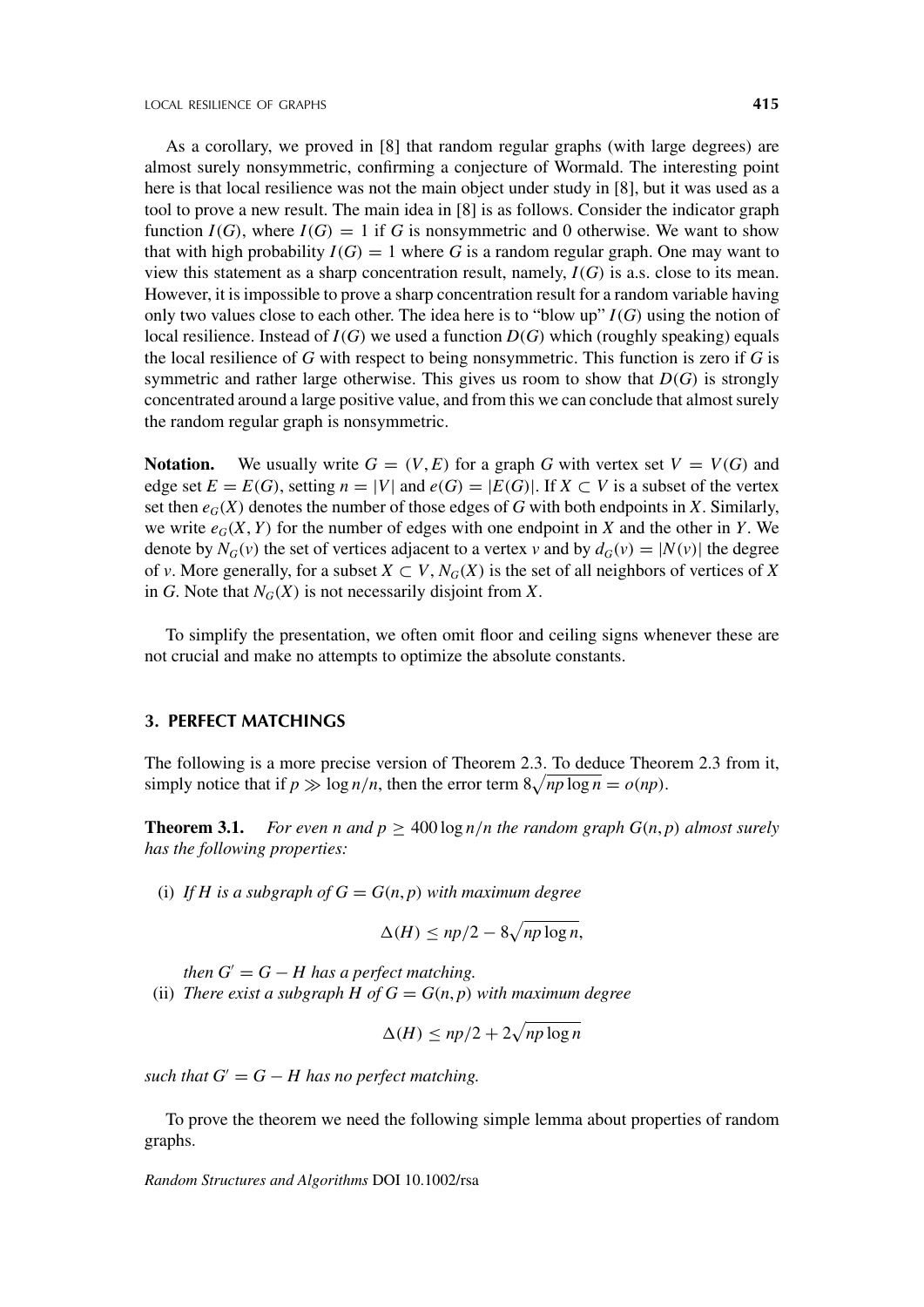As a corollary, we proved in [8] that random regular graphs (with large degrees) are almost surely nonsymmetric, confirming a conjecture of Wormald. The interesting point here is that local resilience was not the main object under study in [8], but it was used as a tool to prove a new result. The main idea in [8] is as follows. Consider the indicator graph function $I(G)$, where $I(G) = 1$ if $G$ is nonsymmetric and 0 otherwise. We want to show that with high probability $I(G) = 1$ where $G$ is a random regular graph. One may want to view this statement as a sharp concentration result, namely, $I(G)$ is a.s. close to its mean. However, it is impossible to prove a sharp concentration result for a random variable having only two values close to each other. The idea here is to "blow up" $I(G)$ using the notion of local resilience. Instead of $I(G)$ we used a function $D(G)$ which (roughly speaking) equals the local resilience of $G$ with respect to being nonsymmetric. This function is zero if $G$ is symmetric and rather large otherwise. This gives us room to show that $D(G)$ is strongly concentrated around a large positive value, and from this we can conclude that almost surely the random regular graph is nonsymmetric.

**Notation.** We usually write $G = (V, E)$ for a graph $G$ with vertex set $V = V(G)$ and edge set $E = E(G)$, setting $n = |V|$ and $e(G) = |E(G)|$. If $X \subset V$ is a subset of the vertex set then $e_G(X)$ denotes the number of those edges of $G$ with both endpoints in $X$. Similarly, we write $e_G(X, Y)$ for the number of edges with one endpoint in $X$ and the other in $Y$. We denote by $N_G(v)$ the set of vertices adjacent to a vertex $v$ and by $d_G(v) = |N(v)|$ the degree of $v$. More generally, for a subset $X \subset V$, $N_G(X)$ is the set of all neighbors of vertices of $X$ in $G$. Note that $N_G(X)$ is not necessarily disjoint from $X$.

To simplify the presentation, we often omit floor and ceiling signs whenever these are not crucial and make no attempts to optimize the absolute constants.

## 3. PERFECT MATCHINGS

The following is a more precise version of Theorem 2.3. To deduce Theorem 2.3 from it, simply notice that if $p \gg \log n/n$, then the error term $8\sqrt{np \log n} = o(np)$.

**Theorem 3.1.** *For even $n$ and $p \geq 400 \log n/n$ the random graph $G(n, p)$ almost surely has the following properties:*

(i) *If $H$ is a subgraph of $G = G(n, p)$ with maximum degree*

$$\Delta(H) \leq np/2 - 8\sqrt{np \log n},$$

*then $G' = G - H$ has a perfect matching.*

(ii) *There exist a subgraph $H$ of $G = G(n, p)$ with maximum degree*

$$\Delta(H) \leq np/2 + 2\sqrt{np \log n}$$

*such that $G' = G - H$ has no perfect matching.*

To prove the theorem we need the following simple lemma about properties of random graphs.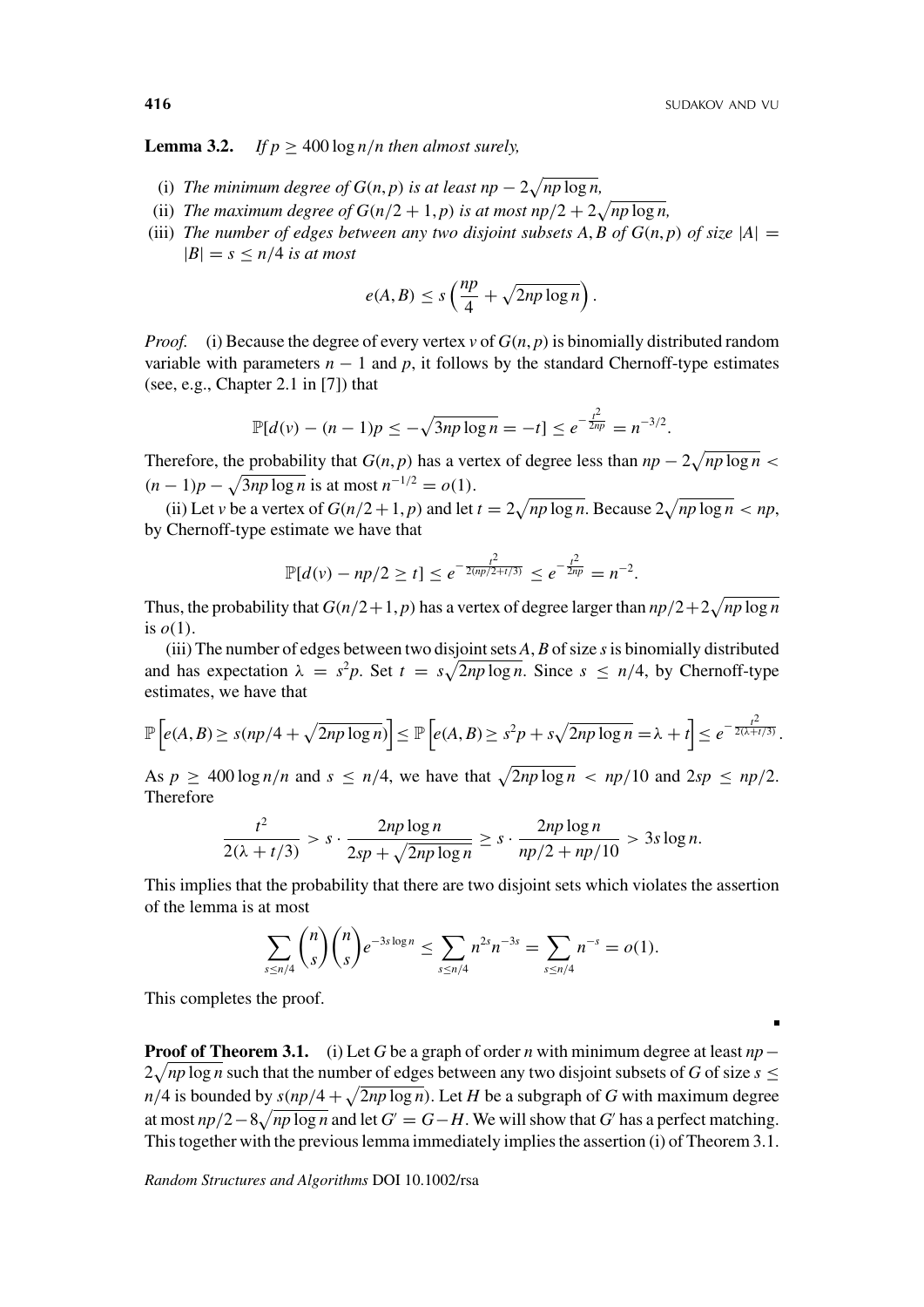**Lemma 3.2.** *If $p \geq 400 \log n/n$ then almost surely,*

(i) *The minimum degree of $G(n, p)$ is at least $np - 2\sqrt{np \log n}$,*

(ii) *The maximum degree of $G(n/2 + 1, p)$ is at most $np/2 + 2\sqrt{np \log n}$,*

(iii) *The number of edges between any two disjoint subsets $A, B$ of $G(n, p)$ of size $|A| = |B| = s \leq n/4$ is at most*

$$e(A, B) \leq s\left(\frac{np}{4} + \sqrt{2np \log n}\right).$$

*Proof.* (i) Because the degree of every vertex $v$ of $G(n, p)$ is binomially distributed random variable with parameters $n - 1$ and $p$, it follows by the standard Chernoff-type estimates (see, e.g., Chapter 2.1 in [7]) that

$$\mathbb{P}[d(v) - (n-1)p \leq -\sqrt{3np \log n} = -t] \leq e^{-\frac{t^2}{2np}} = n^{-3/2}.$$

Therefore, the probability that $G(n, p)$ has a vertex of degree less than $np - 2\sqrt{np \log n} < (n-1)p - \sqrt{3np \log n}$ is at most $n^{-1/2} = o(1)$.

(ii) Let $v$ be a vertex of $G(n/2 + 1, p)$ and let $t = 2\sqrt{np \log n}$. Because $2\sqrt{np \log n} < np$, by Chernoff-type estimate we have that

$$\mathbb{P}[d(v) - np/2 \geq t] \leq e^{-\frac{t^2}{2(np/2 + t/3)}} \leq e^{-\frac{t^2}{2np}} = n^{-2}.$$

Thus, the probability that $G(n/2+1, p)$ has a vertex of degree larger than $np/2+2\sqrt{np \log n}$ is $o(1)$.

(iii) The number of edges between two disjoint sets $A, B$ of size $s$ is binomially distributed and has expectation $\lambda = s^2 p$. Set $t = s\sqrt{2np \log n}$. Since $s \leq n/4$, by Chernoff-type estimates, we have that

$$\mathbb{P}\left[e(A, B) \geq s(np/4 + \sqrt{2np \log n})\right] \leq \mathbb{P}\left[e(A, B) \geq s^2 p + s\sqrt{2np \log n} = \lambda + t\right] \leq e^{-\frac{t^2}{2(\lambda + t/3)}}.$$

As $p \geq 400 \log n/n$ and $s \leq n/4$, we have that $\sqrt{2np \log n} < np/10$ and $2sp \leq np/2$. Therefore

$$\frac{t^2}{2(\lambda + t/3)} > s \cdot \frac{2np \log n}{2sp + \sqrt{2np \log n}} \geq s \cdot \frac{2np \log n}{np/2 + np/10} > 3s \log n.$$

This implies that the probability that there are two disjoint sets which violates the assertion of the lemma is at most

$$\sum_{s \leq n/4} \binom{n}{s}\binom{n}{s} e^{-3s \log n} \leq \sum_{s \leq n/4} n^{2s} n^{-3s} = \sum_{s \leq n/4} n^{-s} = o(1).$$

This completes the proof. ∎

**Proof of Theorem 3.1.** (i) Let $G$ be a graph of order $n$ with minimum degree at least $np - 2\sqrt{np \log n}$ such that the number of edges between any two disjoint subsets of $G$ of size $s \leq n/4$ is bounded by $s(np/4 + \sqrt{2np \log n})$. Let $H$ be a subgraph of $G$ with maximum degree at most $np/2 - 8\sqrt{np \log n}$ and let $G' = G - H$. We will show that $G'$ has a perfect matching. This together with the previous lemma immediately implies the assertion (i) of Theorem 3.1.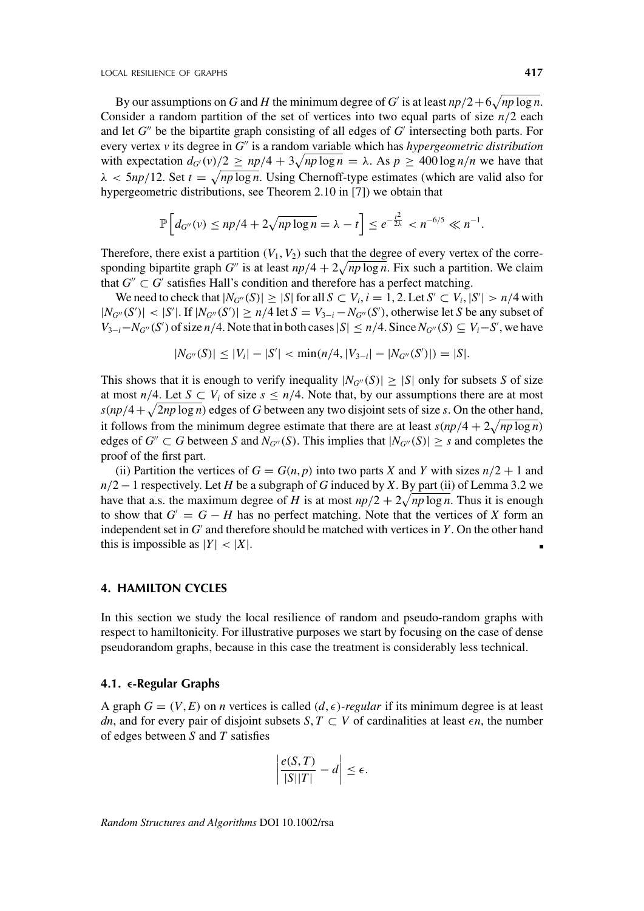By our assumptions on $G$ and $H$ the minimum degree of $G'$ is at least $np/2 + 6\sqrt{np \log n}$. Consider a random partition of the set of vertices into two equal parts of size $n/2$ each and let $G''$ be the bipartite graph consisting of all edges of $G'$ intersecting both parts. For every vertex $v$ its degree in $G''$ is a random variable which has *hypergeometric distribution* with expectation $d_{G'}(v)/2 \geq np/4 + 3\sqrt{np \log n} = \lambda$. As $p \geq 400 \log n/n$ we have that $\lambda < 5np/12$. Set $t = \sqrt{np \log n}$. Using Chernoff-type estimates (which are valid also for hypergeometric distributions, see Theorem 2.10 in [7]) we obtain that

$$\mathbb{P}\left[d_{G''}(v) \leq np/4 + 2\sqrt{np \log n} = \lambda - t\right] \leq e^{-\frac{t^2}{2\lambda}} < n^{-6/5} \ll n^{-1}.$$

Therefore, there exist a partition $(V_1, V_2)$ such that the degree of every vertex of the corresponding bipartite graph $G''$ is at least $np/4 + 2\sqrt{np \log n}$. Fix such a partition. We claim that $G'' \subset G'$ satisfies Hall's condition and therefore has a perfect matching.

We need to check that $|N_{G''}(S)| \geq |S|$ for all $S \subset V_i, i = 1, 2$. Let $S' \subset V_i, |S'| > n/4$ with $|N_{G''}(S')| < |S'|$. If $|N_{G''}(S')| \geq n/4$ let $S = V_{3-i} - N_{G''}(S')$, otherwise let $S$ be any subset of $V_{3-i} - N_{G''}(S')$ of size $n/4$. Note that in both cases $|S| \leq n/4$. Since $N_{G''}(S) \subseteq V_i - S'$, we have

$$|N_{G''}(S)| \leq |V_i| - |S'| < \min(n/4, |V_{3-i}| - |N_{G''}(S')|) = |S|.$$

This shows that it is enough to verify inequality $|N_{G''}(S)| \geq |S|$ only for subsets $S$ of size at most $n/4$. Let $S \subset V_i$ of size $s \leq n/4$. Note that, by our assumptions there are at most $s(np/4 + \sqrt{2np \log n})$ edges of $G$ between any two disjoint sets of size $s$. On the other hand, it follows from the minimum degree estimate that there are at least $s(np/4 + 2\sqrt{np \log n})$ edges of $G'' \subset G$ between $S$ and $N_{G''}(S)$. This implies that $|N_{G''}(S)| \geq s$ and completes the proof of the first part.

(ii) Partition the vertices of $G = G(n, p)$ into two parts $X$ and $Y$ with sizes $n/2 + 1$ and $n/2 - 1$ respectively. Let $H$ be a subgraph of $G$ induced by $X$. By part (ii) of Lemma 3.2 we have that a.s. the maximum degree of $H$ is at most $np/2 + 2\sqrt{np \log n}$. Thus it is enough to show that $G' = G - H$ has no perfect matching. Note that the vertices of $X$ form an independent set in $G'$ and therefore should be matched with vertices in $Y$. On the other hand this is impossible as $|Y| < |X|$. ∎

## 4. HAMILTON CYCLES

In this section we study the local resilience of random and pseudo-random graphs with respect to hamiltonicity. For illustrative purposes we start by focusing on the case of dense pseudorandom graphs, because in this case the treatment is considerably less technical.

### 4.1. $\epsilon$-Regular Graphs

A graph $G = (V, E)$ on $n$ vertices is called $(d, \epsilon)$-*regular* if its minimum degree is at least $dn$, and for every pair of disjoint subsets $S, T \subset V$ of cardinalities at least $\epsilon n$, the number of edges between $S$ and $T$ satisfies

$$\left|\frac{e(S, T)}{|S||T|} - d\right| \leq \epsilon.$$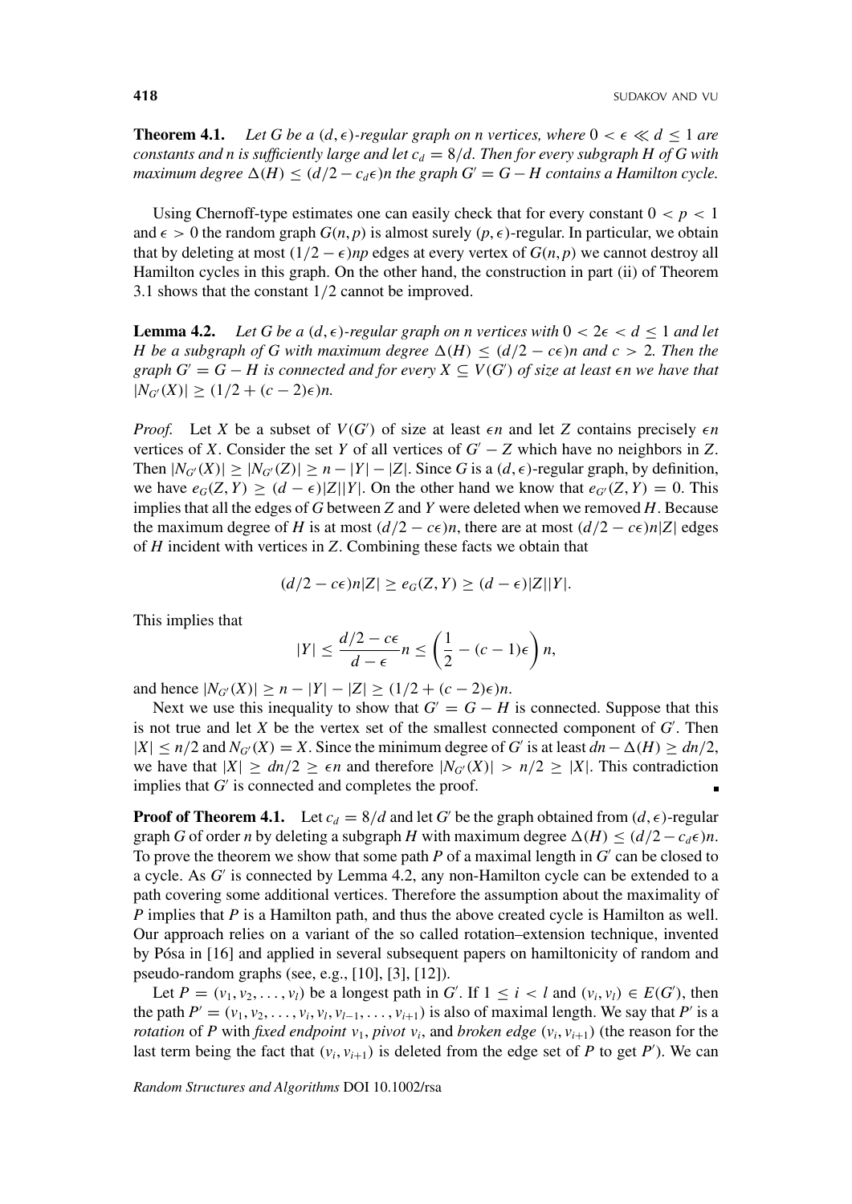**Theorem 4.1.** *Let $G$ be a $(d, \epsilon)$-regular graph on $n$ vertices, where $0 < \epsilon \ll d \leq 1$ are constants and $n$ is sufficiently large and let $c_d = 8/d$. Then for every subgraph $H$ of $G$ with maximum degree $\Delta(H) \leq (d/2 - c_d\epsilon)n$ the graph $G' = G - H$ contains a Hamilton cycle.*

Using Chernoff-type estimates one can easily check that for every constant $0 < p < 1$ and $\epsilon > 0$ the random graph $G(n, p)$ is almost surely $(p, \epsilon)$-regular. In particular, we obtain that by deleting at most $(1/2 - \epsilon)np$ edges at every vertex of $G(n, p)$ we cannot destroy all Hamilton cycles in this graph. On the other hand, the construction in part (ii) of Theorem 3.1 shows that the constant $1/2$ cannot be improved.

**Lemma 4.2.** *Let $G$ be a $(d, \epsilon)$-regular graph on $n$ vertices with $0 < 2\epsilon < d \leq 1$ and let $H$ be a subgraph of $G$ with maximum degree $\Delta(H) \leq (d/2 - c\epsilon)n$ and $c > 2$. Then the graph $G' = G - H$ is connected and for every $X \subseteq V(G')$ of size at least $\epsilon n$ we have that $|N_{G'}(X)| \geq (1/2 + (c - 2)\epsilon)n$.*

*Proof.* Let $X$ be a subset of $V(G')$ of size at least $\epsilon n$ and let $Z$ contains precisely $\epsilon n$ vertices of $X$. Consider the set $Y$ of all vertices of $G' - Z$ which have no neighbors in $Z$. Then $|N_{G'}(X)| \geq |N_{G'}(Z)| \geq n - |Y| - |Z|$. Since $G$ is a $(d, \epsilon)$-regular graph, by definition, we have $e_G(Z, Y) \geq (d - \epsilon)|Z||Y|$. On the other hand we know that $e_{G'}(Z, Y) = 0$. This implies that all the edges of $G$ between $Z$ and $Y$ were deleted when we removed $H$. Because the maximum degree of $H$ is at most $(d/2 - c\epsilon)n$, there are at most $(d/2 - c\epsilon)n|Z|$ edges of $H$ incident with vertices in $Z$. Combining these facts we obtain that

$$(d/2 - c\epsilon)n|Z| \geq e_G(Z, Y) \geq (d - \epsilon)|Z||Y|.$$

This implies that

$$|Y| \leq \frac{d/2 - c\epsilon}{d - \epsilon} n \leq \left(\frac{1}{2} - (c - 1)\epsilon\right) n,$$

and hence $|N_{G'}(X)| \geq n - |Y| - |Z| \geq (1/2 + (c - 2)\epsilon)n$.

Next we use this inequality to show that $G' = G - H$ is connected. Suppose that this is not true and let $X$ be the vertex set of the smallest connected component of $G'$. Then $|X| \leq n/2$ and $N_{G'}(X) = X$. Since the minimum degree of $G'$ is at least $dn - \Delta(H) \geq dn/2$, we have that $|X| \geq dn/2 \geq \epsilon n$ and therefore $|N_{G'}(X)| > n/2 \geq |X|$. This contradiction implies that $G'$ is connected and completes the proof. ∎

**Proof of Theorem 4.1.** Let $c_d = 8/d$ and let $G'$ be the graph obtained from $(d, \epsilon)$-regular graph $G$ of order $n$ by deleting a subgraph $H$ with maximum degree $\Delta(H) \leq (d/2 - c_d\epsilon)n$. To prove the theorem we show that some path $P$ of a maximal length in $G'$ can be closed to a cycle. As $G'$ is connected by Lemma 4.2, any non-Hamilton cycle can be extended to a path covering some additional vertices. Therefore the assumption about the maximality of $P$ implies that $P$ is a Hamilton path, and thus the above created cycle is Hamilton as well. Our approach relies on a variant of the so called rotation–extension technique, invented by Pósa in [16] and applied in several subsequent papers on hamiltonicity of random and pseudo-random graphs (see, e.g., [10], [3], [12]).

Let $P = (v_1, v_2, \ldots, v_l)$ be a longest path in $G'$. If $1 \leq i < l$ and $(v_i, v_l) \in E(G')$, then the path $P' = (v_1, v_2, \ldots, v_i, v_l, v_{l-1}, \ldots, v_{i+1})$ is also of maximal length. We say that $P'$ is a *rotation* of $P$ with *fixed endpoint* $v_1$, *pivot* $v_i$, and *broken edge* $(v_i, v_{i+1})$ (the reason for the last term being the fact that $(v_i, v_{i+1})$ is deleted from the edge set of $P$ to get $P'$). We can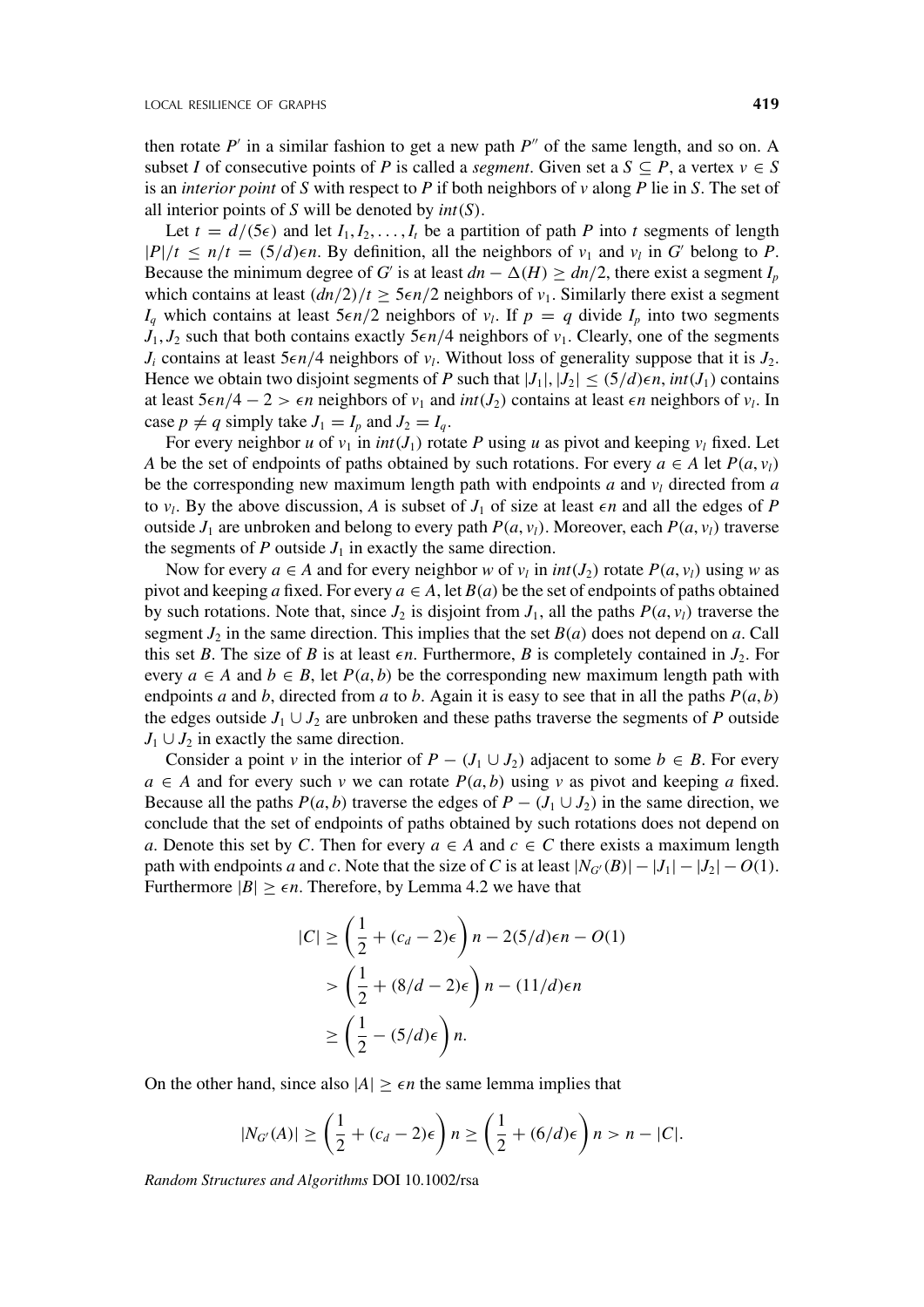then rotate $P'$ in a similar fashion to get a new path $P''$ of the same length, and so on. A subset $I$ of consecutive points of $P$ is called a *segment*. Given set a $S \subseteq P$, a vertex $v \in S$ is an *interior point* of $S$ with respect to $P$ if both neighbors of $v$ along $P$ lie in $S$. The set of all interior points of $S$ will be denoted by $int(S)$.

Let $t = d/(5\epsilon)$ and let $I_1, I_2, \ldots, I_t$ be a partition of path $P$ into $t$ segments of length $|P|/t \leq n/t = (5/d)\epsilon n$. By definition, all the neighbors of $v_1$ and $v_l$ in $G'$ belong to $P$. Because the minimum degree of $G'$ is at least $dn - \Delta(H) \geq dn/2$, there exist a segment $I_p$ which contains at least $(dn/2)/t \geq 5\epsilon n/2$ neighbors of $v_1$. Similarly there exist a segment $I_q$ which contains at least $5\epsilon n/2$ neighbors of $v_l$. If $p = q$ divide $I_p$ into two segments $J_1, J_2$ such that both contains exactly $5\epsilon n/4$ neighbors of $v_1$. Clearly, one of the segments $J_i$ contains at least $5\epsilon n/4$ neighbors of $v_l$. Without loss of generality suppose that it is $J_2$. Hence we obtain two disjoint segments of $P$ such that $|J_1|, |J_2| \leq (5/d)\epsilon n$, $int(J_1)$ contains at least $5\epsilon n/4 - 2 > \epsilon n$ neighbors of $v_1$ and $int(J_2)$ contains at least $\epsilon n$ neighbors of $v_l$. In case $p \neq q$ simply take $J_1 = I_p$ and $J_2 = I_q$.

For every neighbor $u$ of $v_1$ in $int(J_1)$ rotate $P$ using $u$ as pivot and keeping $v_l$ fixed. Let $A$ be the set of endpoints of paths obtained by such rotations. For every $a \in A$ let $P(a, v_l)$ be the corresponding new maximum length path with endpoints $a$ and $v_l$ directed from $a$ to $v_l$. By the above discussion, $A$ is subset of $J_1$ of size at least $\epsilon n$ and all the edges of $P$ outside $J_1$ are unbroken and belong to every path $P(a, v_l)$. Moreover, each $P(a, v_l)$ traverse the segments of $P$ outside $J_1$ in exactly the same direction.

Now for every $a \in A$ and for every neighbor $w$ of $v_l$ in $int(J_2)$ rotate $P(a, v_l)$ using $w$ as pivot and keeping $a$ fixed. For every $a \in A$, let $B(a)$ be the set of endpoints of paths obtained by such rotations. Note that, since $J_2$ is disjoint from $J_1$, all the paths $P(a, v_l)$ traverse the segment $J_2$ in the same direction. This implies that the set $B(a)$ does not depend on $a$. Call this set $B$. The size of $B$ is at least $\epsilon n$. Furthermore, $B$ is completely contained in $J_2$. For every $a \in A$ and $b \in B$, let $P(a, b)$ be the corresponding new maximum length path with endpoints $a$ and $b$, directed from $a$ to $b$. Again it is easy to see that in all the paths $P(a, b)$ the edges outside $J_1 \cup J_2$ are unbroken and these paths traverse the segments of $P$ outside $J_1 \cup J_2$ in exactly the same direction.

Consider a point $v$ in the interior of $P - (J_1 \cup J_2)$ adjacent to some $b \in B$. For every $a \in A$ and for every such $v$ we can rotate $P(a, b)$ using $v$ as pivot and keeping $a$ fixed. Because all the paths $P(a, b)$ traverse the edges of $P - (J_1 \cup J_2)$ in the same direction, we conclude that the set of endpoints of paths obtained by such rotations does not depend on $a$. Denote this set by $C$. Then for every $a \in A$ and $c \in C$ there exists a maximum length path with endpoints $a$ and $c$. Note that the size of $C$ is at least $|N_{G'}(B)| - |J_1| - |J_2| - O(1)$. Furthermore $|B| \geq \epsilon n$. Therefore, by Lemma 4.2 we have that

$$
\begin{aligned}
|C| &\geq \left(\frac{1}{2} + (c_d - 2)\epsilon\right)n - 2(5/d)\epsilon n - O(1) \\
&> \left(\frac{1}{2} + (8/d - 2)\epsilon\right)n - (11/d)\epsilon n \\
&\geq \left(\frac{1}{2} - (5/d)\epsilon\right)n.
\end{aligned}
$$

On the other hand, since also $|A| \geq \epsilon n$ the same lemma implies that

$$
|N_{G'}(A)| \geq \left(\frac{1}{2} + (c_d - 2)\epsilon\right)n \geq \left(\frac{1}{2} + (6/d)\epsilon\right)n > n - |C|.
$$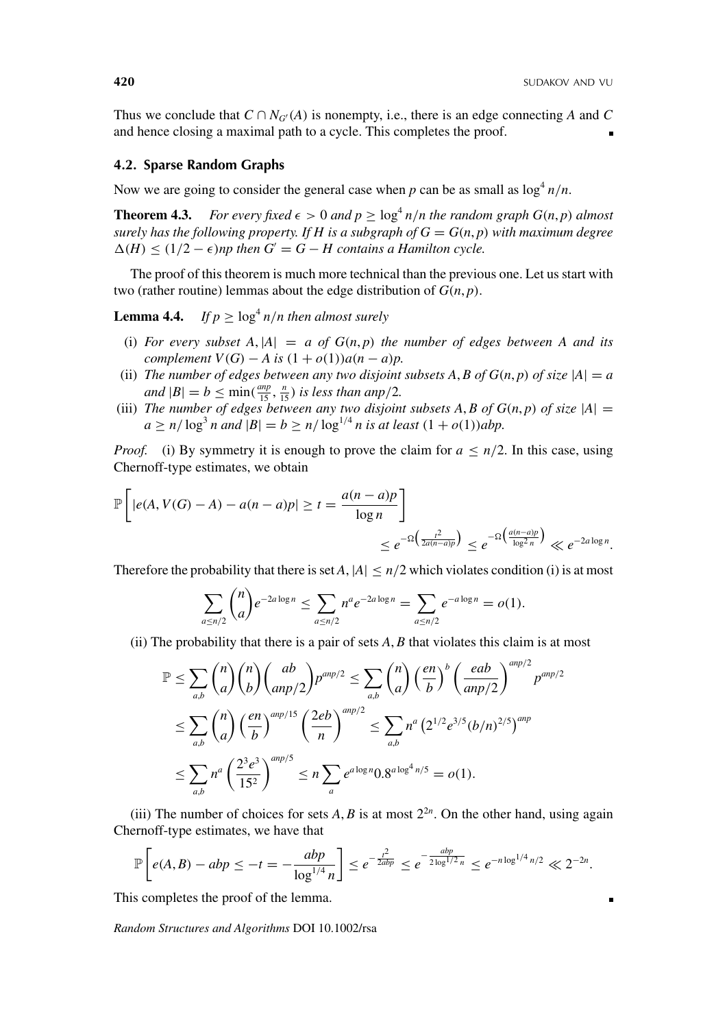Thus we conclude that $C \cap N_{G'}(A)$ is nonempty, i.e., there is an edge connecting $A$ and $C$ and hence closing a maximal path to a cycle. This completes the proof. ∎

### 4.2. Sparse Random Graphs

Now we are going to consider the general case when $p$ can be as small as $\log^4 n/n$.

**Theorem 4.3.** *For every fixed $\epsilon > 0$ and $p \geq \log^4 n/n$ the random graph $G(n,p)$ almost surely has the following property. If $H$ is a subgraph of $G = G(n,p)$ with maximum degree $\Delta(H) \leq (1/2 - \epsilon)np$ then $G' = G - H$ contains a Hamilton cycle.*

The proof of this theorem is much more technical than the previous one. Let us start with two (rather routine) lemmas about the edge distribution of $G(n,p)$.

**Lemma 4.4.** *If $p \geq \log^4 n/n$ then almost surely*

- (i) *For every subset $A, |A| = a$ of $G(n,p)$ the number of edges between $A$ and its complement $V(G) - A$ is $(1 + o(1))a(n-a)p$.*
- (ii) *The number of edges between any two disjoint subsets $A, B$ of $G(n,p)$ of size $|A| = a$ and $|B| = b \leq \min(\frac{anp}{15}, \frac{n}{15})$ is less than $anp/2$.*
- (iii) *The number of edges between any two disjoint subsets $A, B$ of $G(n,p)$ of size $|A| = a \geq n/\log^3 n$ and $|B| = b \geq n/\log^{1/4} n$ is at least $(1 + o(1))abp$.*

*Proof.* (i) By symmetry it is enough to prove the claim for $a \leq n/2$. In this case, using Chernoff-type estimates, we obtain

$$\mathbb{P}\left[|e(A, V(G) - A) - a(n-a)p| \geq t = \frac{a(n-a)p}{\log n}\right] \leq e^{-\Omega\left(\frac{t^2}{2a(n-a)p}\right)} \leq e^{-\Omega\left(\frac{a(n-a)p}{\log^2 n}\right)} \ll e^{-2a\log n}.$$

Therefore the probability that there is set $A$, $|A| \leq n/2$ which violates condition (i) is at most

$$\sum_{a \leq n/2} \binom{n}{a} e^{-2a\log n} \leq \sum_{a \leq n/2} n^a e^{-2a\log n} = \sum_{a \leq n/2} e^{-a\log n} = o(1).$$

(ii) The probability that there is a pair of sets $A, B$ that violates this claim is at most

$$\begin{aligned}
\mathbb{P} &\leq \sum_{a,b} \binom{n}{a}\binom{n}{b}\binom{ab}{anp/2} p^{anp/2} \leq \sum_{a,b} \binom{n}{a}\left(\frac{en}{b}\right)^b \left(\frac{eab}{anp/2}\right)^{anp/2} p^{anp/2} \\
&\leq \sum_{a,b} \binom{n}{a}\left(\frac{en}{b}\right)^{anp/15}\left(\frac{2eb}{n}\right)^{anp/2} \leq \sum_{a,b} n^a \left(2^{1/2}e^{3/5}(b/n)^{2/5}\right)^{anp} \\
&\leq \sum_{a,b} n^a \left(\frac{2^3e^3}{15^2}\right)^{anp/5} \leq n\sum_a e^{a\log n} 0.8^{a\log^4 n/5} = o(1).
\end{aligned}$$

(iii) The number of choices for sets $A, B$ is at most $2^{2n}$. On the other hand, using again Chernoff-type estimates, we have that

$$\mathbb{P}\left[e(A,B) - abp \leq -t = -\frac{abp}{\log^{1/4} n}\right] \leq e^{-\frac{t^2}{2abp}} \leq e^{-\frac{abp}{2\log^{1/2} n}} \leq e^{-n\log^{1/4} n/2} \ll 2^{-2n}.$$

This completes the proof of the lemma. ∎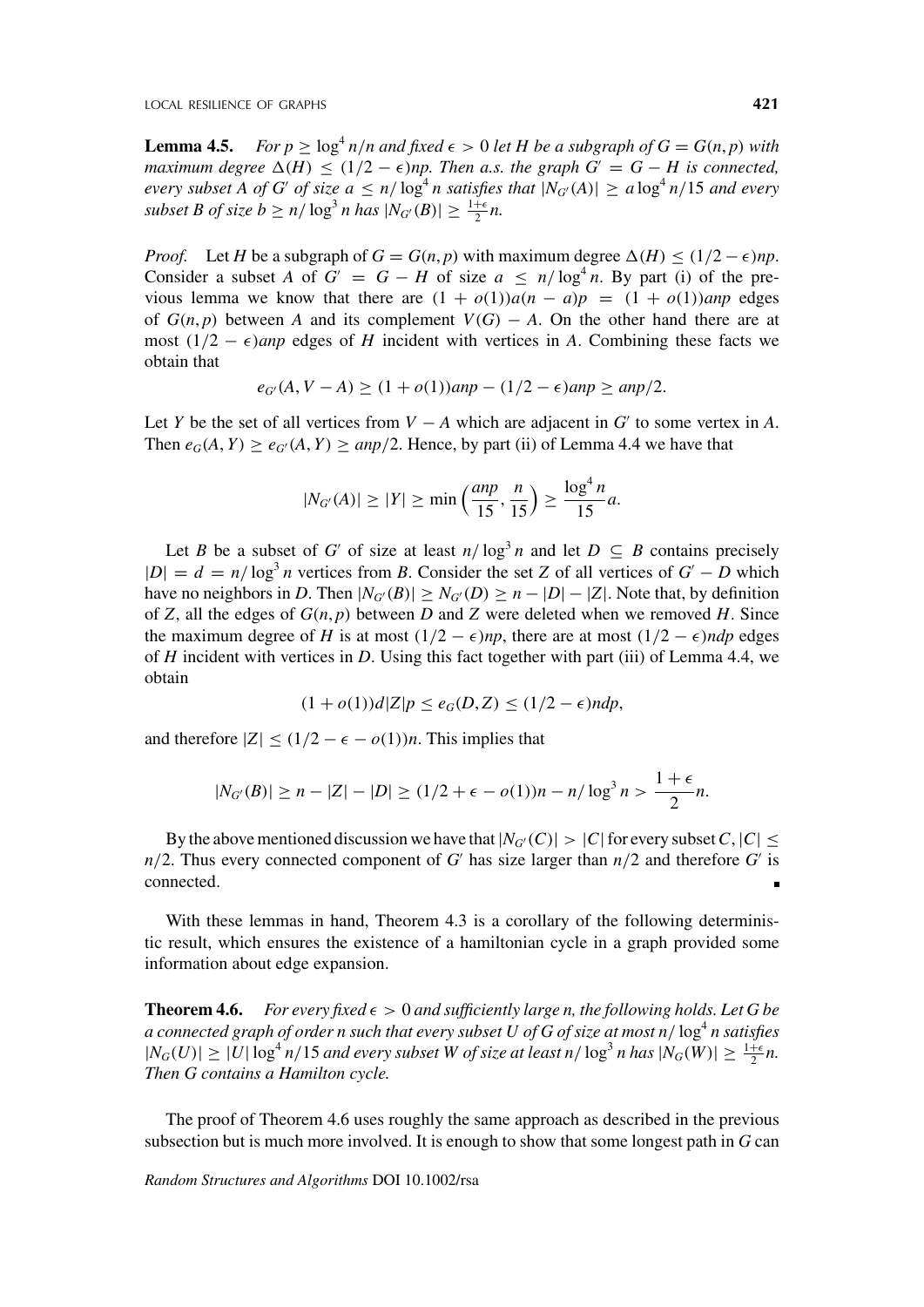**Lemma 4.5.** *For $p \geq \log^4 n/n$ and fixed $\epsilon > 0$ let $H$ be a subgraph of $G = G(n,p)$ with maximum degree $\Delta(H) \leq (1/2 - \epsilon)np$. Then a.s. the graph $G' = G - H$ is connected, every subset $A$ of $G'$ of size $a \leq n/\log^4 n$ satisfies that $|N_{G'}(A)| \geq a \log^4 n/15$ and every subset $B$ of size $b \geq n/\log^3 n$ has $|N_{G'}(B)| \geq \frac{1+\epsilon}{2} n$.*

*Proof.* Let $H$ be a subgraph of $G = G(n,p)$ with maximum degree $\Delta(H) \leq (1/2 - \epsilon)np$. Consider a subset $A$ of $G' = G - H$ of size $a \leq n/\log^4 n$. By part (i) of the previous lemma we know that there are $(1 + o(1))a(n - a)p = (1 + o(1))anp$ edges of $G(n,p)$ between $A$ and its complement $V(G) - A$. On the other hand there are at most $(1/2 - \epsilon)anp$ edges of $H$ incident with vertices in $A$. Combining these facts we obtain that

$$e_{G'}(A, V - A) \geq (1 + o(1))anp - (1/2 - \epsilon)anp \geq anp/2.$$

Let $Y$ be the set of all vertices from $V - A$ which are adjacent in $G'$ to some vertex in $A$. Then $e_G(A, Y) \geq e_{G'}(A, Y) \geq anp/2$. Hence, by part (ii) of Lemma 4.4 we have that

$$|N_{G'}(A)| \geq |Y| \geq \min\left(\frac{anp}{15}, \frac{n}{15}\right) \geq \frac{\log^4 n}{15} a.$$

Let $B$ be a subset of $G'$ of size at least $n/\log^3 n$ and let $D \subseteq B$ contains precisely $|D| = d = n/\log^3 n$ vertices from $B$. Consider the set $Z$ of all vertices of $G' - D$ which have no neighbors in $D$. Then $|N_{G'}(B)| \geq N_{G'}(D) \geq n - |D| - |Z|$. Note that, by definition of $Z$, all the edges of $G(n,p)$ between $D$ and $Z$ were deleted when we removed $H$. Since the maximum degree of $H$ is at most $(1/2 - \epsilon)np$, there are at most $(1/2 - \epsilon)ndp$ edges of $H$ incident with vertices in $D$. Using this fact together with part (iii) of Lemma 4.4, we obtain

$$(1 + o(1))d|Z|p \leq e_G(D, Z) \leq (1/2 - \epsilon)ndp,$$

and therefore $|Z| \leq (1/2 - \epsilon - o(1))n$. This implies that

$$|N_{G'}(B)| \geq n - |Z| - |D| \geq (1/2 + \epsilon - o(1))n - n/\log^3 n > \frac{1 + \epsilon}{2} n.$$

By the above mentioned discussion we have that $|N_{G'}(C)| > |C|$ for every subset $C$, $|C| \leq n/2$. Thus every connected component of $G'$ has size larger than $n/2$ and therefore $G'$ is connected. ∎

With these lemmas in hand, Theorem 4.3 is a corollary of the following deterministic result, which ensures the existence of a hamiltonian cycle in a graph provided some information about edge expansion.

**Theorem 4.6.** *For every fixed $\epsilon > 0$ and sufficiently large $n$, the following holds. Let $G$ be a connected graph of order $n$ such that every subset $U$ of $G$ of size at most $n/\log^4 n$ satisfies $|N_G(U)| \geq |U| \log^4 n/15$ and every subset $W$ of size at least $n/\log^3 n$ has $|N_G(W)| \geq \frac{1+\epsilon}{2} n$. Then $G$ contains a Hamilton cycle.*

The proof of Theorem 4.6 uses roughly the same approach as described in the previous subsection but is much more involved. It is enough to show that some longest path in $G$ can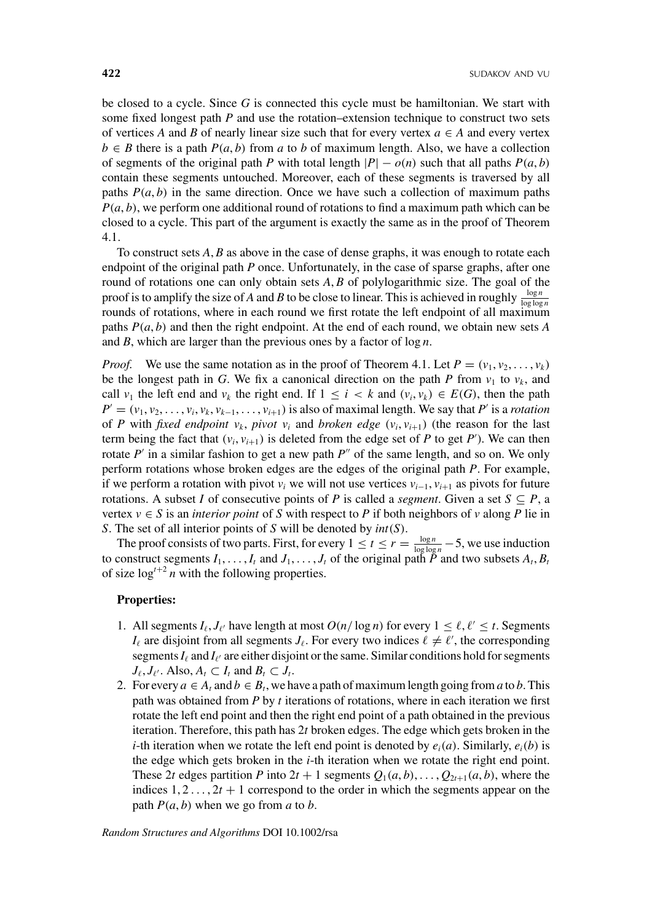be closed to a cycle. Since $G$ is connected this cycle must be hamiltonian. We start with some fixed longest path $P$ and use the rotation–extension technique to construct two sets of vertices $A$ and $B$ of nearly linear size such that for every vertex $a \in A$ and every vertex $b \in B$ there is a path $P(a, b)$ from $a$ to $b$ of maximum length. Also, we have a collection of segments of the original path $P$ with total length $|P| - o(n)$ such that all paths $P(a, b)$ contain these segments untouched. Moreover, each of these segments is traversed by all paths $P(a, b)$ in the same direction. Once we have such a collection of maximum paths $P(a, b)$, we perform one additional round of rotations to find a maximum path which can be closed to a cycle. This part of the argument is exactly the same as in the proof of Theorem 4.1.

To construct sets $A, B$ as above in the case of dense graphs, it was enough to rotate each endpoint of the original path $P$ once. Unfortunately, in the case of sparse graphs, after one round of rotations one can only obtain sets $A, B$ of polylogarithmic size. The goal of the proof is to amplify the size of $A$ and $B$ to be close to linear. This is achieved in roughly $\frac{\log n}{\log \log n}$ rounds of rotations, where in each round we first rotate the left endpoint of all maximum paths $P(a, b)$ and then the right endpoint. At the end of each round, we obtain new sets $A$ and $B$, which are larger than the previous ones by a factor of $\log n$.

*Proof.* We use the same notation as in the proof of Theorem 4.1. Let $P = (v_1, v_2, \ldots, v_k)$ be the longest path in $G$. We fix a canonical direction on the path $P$ from $v_1$ to $v_k$, and call $v_1$ the left end and $v_k$ the right end. If $1 \leq i < k$ and $(v_i, v_k) \in E(G)$, then the path $P' = (v_1, v_2, \ldots, v_i, v_k, v_{k-1}, \ldots, v_{i+1})$ is also of maximal length. We say that $P'$ is a *rotation* of $P$ with *fixed endpoint* $v_k$, *pivot* $v_i$ and *broken edge* $(v_i, v_{i+1})$ (the reason for the last term being the fact that $(v_i, v_{i+1})$ is deleted from the edge set of $P$ to get $P'$). We can then rotate $P'$ in a similar fashion to get a new path $P''$ of the same length, and so on. We only perform rotations whose broken edges are the edges of the original path $P$. For example, if we perform a rotation with pivot $v_i$ we will not use vertices $v_{i-1}, v_{i+1}$ as pivots for future rotations. A subset $I$ of consecutive points of $P$ is called a *segment*. Given a set $S \subseteq P$, a vertex $v \in S$ is an *interior point* of $S$ with respect to $P$ if both neighbors of $v$ along $P$ lie in $S$. The set of all interior points of $S$ will be denoted by $int(S)$.

The proof consists of two parts. First, for every $1 \leq t \leq r = \frac{\log n}{\log \log n} - 5$, we use induction to construct segments $I_1, \ldots, I_t$ and $J_1, \ldots, J_t$ of the original path $P$ and two subsets $A_t, B_t$ of size $\log^{t+2} n$ with the following properties.

**Properties:**

1. All segments $I_\ell, J_{\ell'}$ have length at most $O(n/\log n)$ for every $1 \leq \ell, \ell' \leq t$. Segments $I_\ell$ are disjoint from all segments $J_\ell$. For every two indices $\ell \neq \ell'$, the corresponding segments $I_\ell$ and $I_{\ell'}$ are either disjoint or the same. Similar conditions hold for segments $J_\ell, J_{\ell'}$. Also, $A_t \subset I_t$ and $B_t \subset J_t$.
2. For every $a \in A_t$ and $b \in B_t$, we have a path of maximum length going from $a$ to $b$. This path was obtained from $P$ by $t$ iterations of rotations, where in each iteration we first rotate the left end point and then the right end point of a path obtained in the previous iteration. Therefore, this path has $2t$ broken edges. The edge which gets broken in the $i$-th iteration when we rotate the left end point is denoted by $e_i(a)$. Similarly, $e_i(b)$ is the edge which gets broken in the $i$-th iteration when we rotate the right end point. These $2t$ edges partition $P$ into $2t + 1$ segments $Q_1(a, b), \ldots, Q_{2t+1}(a, b)$, where the indices $1, 2 \ldots, 2t + 1$ correspond to the order in which the segments appear on the path $P(a, b)$ when we go from $a$ to $b$.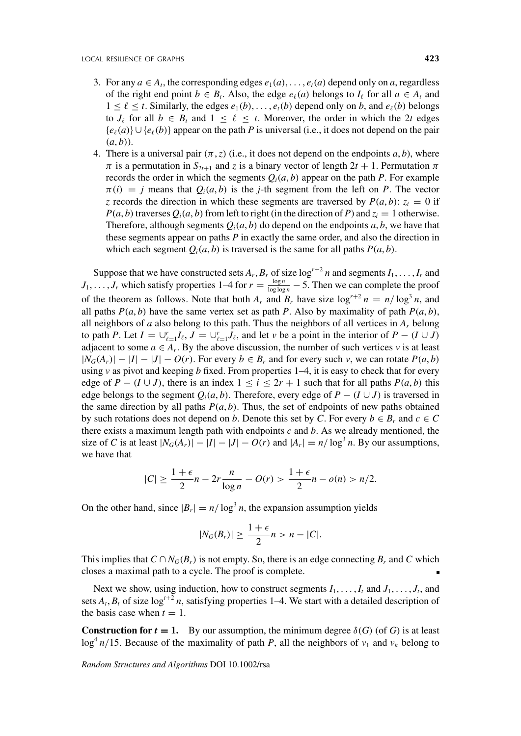3. For any $a \in A_t$, the corresponding edges $e_1(a), \dots, e_t(a)$ depend only on $a$, regardless of the right end point $b \in B_t$. Also, the edge $e_\ell(a)$ belongs to $I_\ell$ for all $a \in A_t$ and $1 \le \ell \le t$. Similarly, the edges $e_1(b), \dots, e_t(b)$ depend only on $b$, and $e_\ell(b)$ belongs to $J_\ell$ for all $b \in B_t$ and $1 \le \ell \le t$. Moreover, the order in which the $2t$ edges $\{e_\ell(a)\} \cup \{e_\ell(b)\}$ appear on the path $P$ is universal (i.e., it does not depend on the pair $(a, b)$).
4. There is a universal pair $(\pi, z)$ (i.e., it does not depend on the endpoints $a, b$), where $\pi$ is a permutation in $S_{2t+1}$ and $z$ is a binary vector of length $2t + 1$. Permutation $\pi$ records the order in which the segments $Q_i(a, b)$ appear on the path $P$. For example $\pi(i) = j$ means that $Q_i(a, b)$ is the $j$-th segment from the left on $P$. The vector $z$ records the direction in which these segments are traversed by $P(a, b)$: $z_i = 0$ if $P(a, b)$ traverses $Q_i(a, b)$ from left to right (in the direction of $P$) and $z_i = 1$ otherwise. Therefore, although segments $Q_i(a, b)$ do depend on the endpoints $a, b$, we have that these segments appear on paths $P$ in exactly the same order, and also the direction in which each segment $Q_i(a, b)$ is traversed is the same for all paths $P(a, b)$.

Suppose that we have constructed sets $A_r, B_r$ of size $\log^{r+2} n$ and segments $I_1, \dots, I_r$ and $J_1, \dots, J_r$ which satisfy properties 1–4 for $r = \frac{\log n}{\log \log n} - 5$. Then we can complete the proof of the theorem as follows. Note that both $A_r$ and $B_r$ have size $\log^{r+2} n = n/\log^3 n$, and all paths $P(a, b)$ have the same vertex set as path $P$. Also by maximality of path $P(a, b)$, all neighbors of $a$ also belong to this path. Thus the neighbors of all vertices in $A_r$ belong to path $P$. Let $I = \cup_{\ell=1}^r I_\ell$, $J = \cup_{\ell=1}^r J_\ell$, and let $v$ be a point in the interior of $P - (I \cup J)$ adjacent to some $a \in A_r$. By the above discussion, the number of such vertices $v$ is at least $|N_G(A_r)| - |I| - |J| - O(r)$. For every $b \in B_r$ and for every such $v$, we can rotate $P(a, b)$ using $v$ as pivot and keeping $b$ fixed. From properties 1–4, it is easy to check that for every edge of $P - (I \cup J)$, there is an index $1 \le i \le 2r + 1$ such that for all paths $P(a, b)$ this edge belongs to the segment $Q_i(a, b)$. Therefore, every edge of $P - (I \cup J)$ is traversed in the same direction by all paths $P(a, b)$. Thus, the set of endpoints of new paths obtained by such rotations does not depend on $b$. Denote this set by $C$. For every $b \in B_r$ and $c \in C$ there exists a maximum length path with endpoints $c$ and $b$. As we already mentioned, the size of $C$ is at least $|N_G(A_r)| - |I| - |J| - O(r)$ and $|A_r| = n/\log^3 n$. By our assumptions, we have that

$$|C| \ge \frac{1+\epsilon}{2}n - 2r\frac{n}{\log n} - O(r) > \frac{1+\epsilon}{2}n - o(n) > n/2.$$

On the other hand, since $|B_r| = n/\log^3 n$, the expansion assumption yields

$$|N_G(B_r)| \ge \frac{1+\epsilon}{2}n > n - |C|.$$

This implies that $C \cap N_G(B_r)$ is not empty. So, there is an edge connecting $B_r$ and $C$ which closes a maximal path to a cycle. The proof is complete. ∎

Next we show, using induction, how to construct segments $I_1, \dots, I_t$ and $J_1, \dots, J_t$, and sets $A_t, B_t$ of size $\log^{t+2} n$, satisfying properties 1–4. We start with a detailed description of the basis case when $t = 1$.

**Construction for $t = 1$.** By our assumption, the minimum degree $\delta(G)$ (of $G$) is at least $\log^4 n/15$. Because of the maximality of path $P$, all the neighbors of $v_1$ and $v_k$ belong to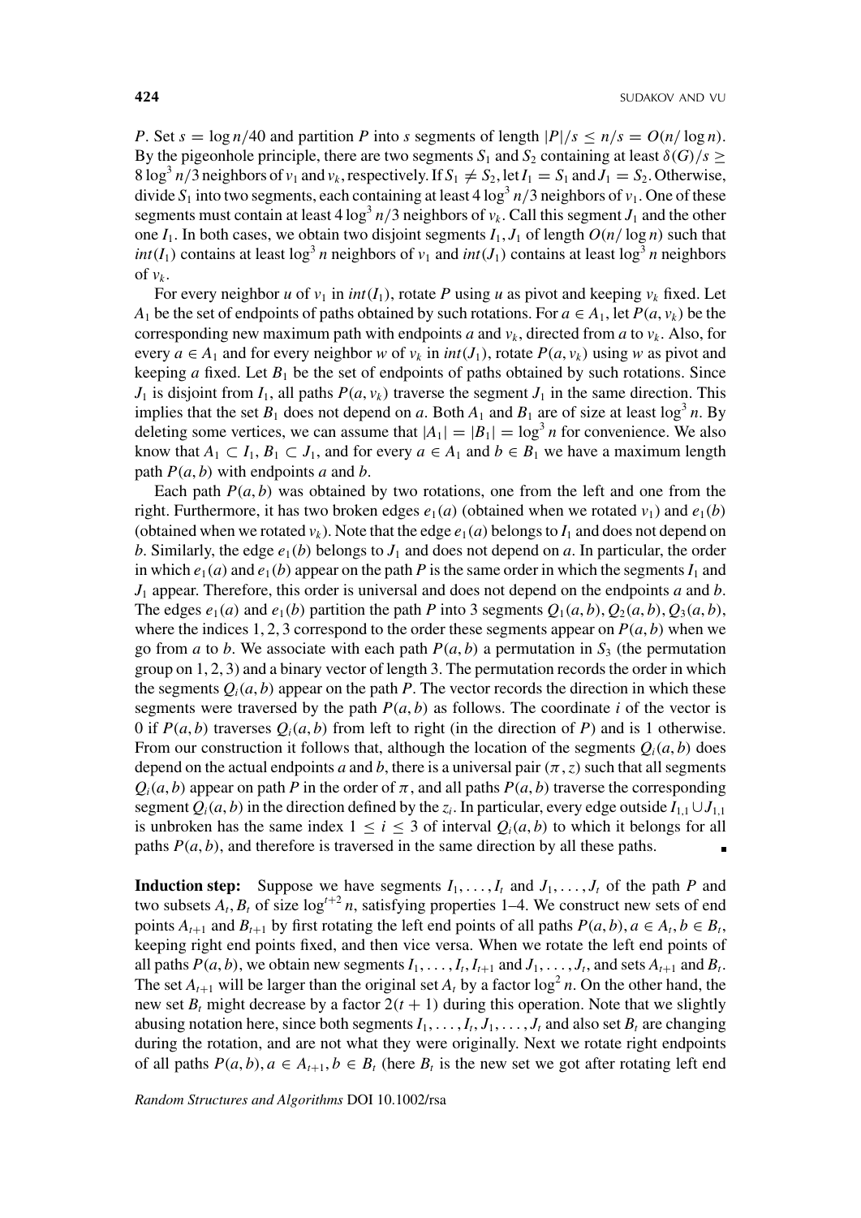$P$. Set $s = \log n/40$ and partition $P$ into $s$ segments of length $|P|/s \le n/s = O(n/\log n)$. By the pigeonhole principle, there are two segments $S_1$ and $S_2$ containing at least $\delta(G)/s \ge 8\log^3 n/3$ neighbors of $v_1$ and $v_k$, respectively. If $S_1 \ne S_2$, let $I_1 = S_1$ and $J_1 = S_2$. Otherwise, divide $S_1$ into two segments, each containing at least $4\log^3 n/3$ neighbors of $v_1$. One of these segments must contain at least $4\log^3 n/3$ neighbors of $v_k$. Call this segment $J_1$ and the other one $I_1$. In both cases, we obtain two disjoint segments $I_1, J_1$ of length $O(n/\log n)$ such that $int(I_1)$ contains at least $\log^3 n$ neighbors of $v_1$ and $int(J_1)$ contains at least $\log^3 n$ neighbors of $v_k$.

For every neighbor $u$ of $v_1$ in $int(I_1)$, rotate $P$ using $u$ as pivot and keeping $v_k$ fixed. Let $A_1$ be the set of endpoints of paths obtained by such rotations. For $a \in A_1$, let $P(a, v_k)$ be the corresponding new maximum path with endpoints $a$ and $v_k$, directed from $a$ to $v_k$. Also, for every $a \in A_1$ and for every neighbor $w$ of $v_k$ in $int(J_1)$, rotate $P(a, v_k)$ using $w$ as pivot and keeping $a$ fixed. Let $B_1$ be the set of endpoints of paths obtained by such rotations. Since $J_1$ is disjoint from $I_1$, all paths $P(a, v_k)$ traverse the segment $J_1$ in the same direction. This implies that the set $B_1$ does not depend on $a$. Both $A_1$ and $B_1$ are of size at least $\log^3 n$. By deleting some vertices, we can assume that $|A_1| = |B_1| = \log^3 n$ for convenience. We also know that $A_1 \subset I_1$, $B_1 \subset J_1$, and for every $a \in A_1$ and $b \in B_1$ we have a maximum length path $P(a, b)$ with endpoints $a$ and $b$.

Each path $P(a, b)$ was obtained by two rotations, one from the left and one from the right. Furthermore, it has two broken edges $e_1(a)$ (obtained when we rotated $v_1$) and $e_1(b)$ (obtained when we rotated $v_k$). Note that the edge $e_1(a)$ belongs to $I_1$ and does not depend on $b$. Similarly, the edge $e_1(b)$ belongs to $J_1$ and does not depend on $a$. In particular, the order in which $e_1(a)$ and $e_1(b)$ appear on the path $P$ is the same order in which the segments $I_1$ and $J_1$ appear. Therefore, this order is universal and does not depend on the endpoints $a$ and $b$. The edges $e_1(a)$ and $e_1(b)$ partition the path $P$ into 3 segments $Q_1(a, b), Q_2(a, b), Q_3(a, b)$, where the indices 1, 2, 3 correspond to the order these segments appear on $P(a, b)$ when we go from $a$ to $b$. We associate with each path $P(a, b)$ a permutation in $S_3$ (the permutation group on 1, 2, 3) and a binary vector of length 3. The permutation records the order in which the segments $Q_i(a, b)$ appear on the path $P$. The vector records the direction in which these segments were traversed by the path $P(a, b)$ as follows. The coordinate $i$ of the vector is 0 if $P(a, b)$ traverses $Q_i(a, b)$ from left to right (in the direction of $P$) and is 1 otherwise. From our construction it follows that, although the location of the segments $Q_i(a, b)$ does depend on the actual endpoints $a$ and $b$, there is a universal pair $(\pi, z)$ such that all segments $Q_i(a, b)$ appear on path $P$ in the order of $\pi$, and all paths $P(a, b)$ traverse the corresponding segment $Q_i(a, b)$ in the direction defined by the $z_i$. In particular, every edge outside $I_{1,1} \cup J_{1,1}$ is unbroken has the same index $1 \le i \le 3$ of interval $Q_i(a, b)$ to which it belongs for all paths $P(a, b)$, and therefore is traversed in the same direction by all these paths. ∎

**Induction step:** Suppose we have segments $I_1, \ldots, I_t$ and $J_1, \ldots, J_t$ of the path $P$ and two subsets $A_t, B_t$ of size $\log^{t+2} n$, satisfying properties 1–4. We construct new sets of end points $A_{t+1}$ and $B_{t+1}$ by first rotating the left end points of all paths $P(a, b), a \in A_t, b \in B_t$, keeping right end points fixed, and then vice versa. When we rotate the left end points of all paths $P(a, b)$, we obtain new segments $I_1, \ldots, I_t, I_{t+1}$ and $J_1, \ldots, J_t$, and sets $A_{t+1}$ and $B_t$. The set $A_{t+1}$ will be larger than the original set $A_t$ by a factor $\log^2 n$. On the other hand, the new set $B_t$ might decrease by a factor $2(t + 1)$ during this operation. Note that we slightly abusing notation here, since both segments $I_1, \ldots, I_t, J_1, \ldots, J_t$ and also set $B_t$ are changing during the rotation, and are not what they were originally. Next we rotate right endpoints of all paths $P(a, b), a \in A_{t+1}, b \in B_t$ (here $B_t$ is the new set we got after rotating left end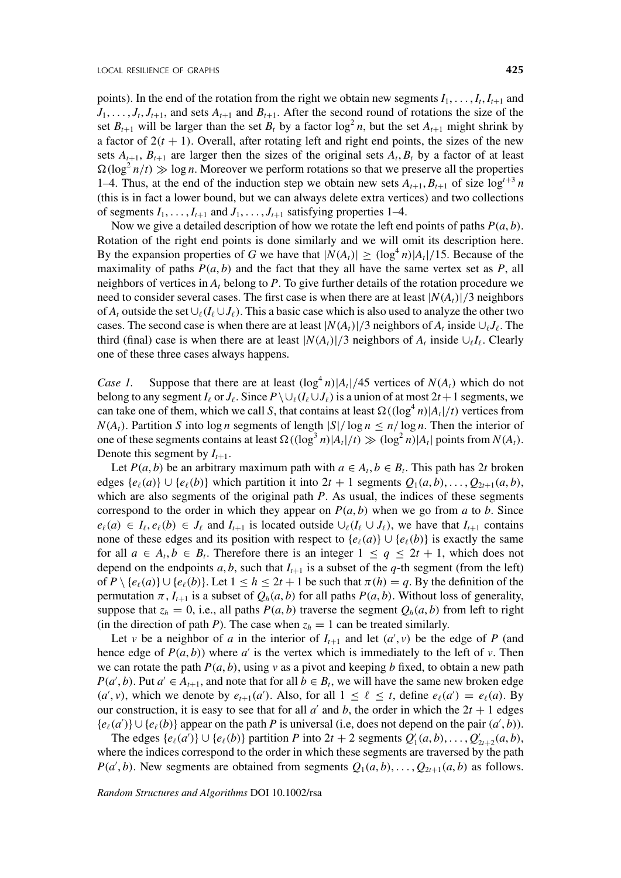points). In the end of the rotation from the right we obtain new segments $I_1, \ldots, I_t, I_{t+1}$ and $J_1, \ldots, J_t, J_{t+1}$, and sets $A_{t+1}$ and $B_{t+1}$. After the second round of rotations the size of the set $B_{t+1}$ will be larger than the set $B_t$ by a factor $\log^2 n$, but the set $A_{t+1}$ might shrink by a factor of $2(t+1)$. Overall, after rotating left and right end points, the sizes of the new sets $A_{t+1}, B_{t+1}$ are larger then the sizes of the original sets $A_t, B_t$ by a factor of at least $\Omega(\log^2 n/t) \gg \log n$. Moreover we perform rotations so that we preserve all the properties 1–4. Thus, at the end of the induction step we obtain new sets $A_{t+1}, B_{t+1}$ of size $\log^{t+3} n$ (this is in fact a lower bound, but we can always delete extra vertices) and two collections of segments $I_1, \ldots, I_{t+1}$ and $J_1, \ldots, J_{t+1}$ satisfying properties 1–4.

Now we give a detailed description of how we rotate the left end points of paths $P(a, b)$. Rotation of the right end points is done similarly and we will omit its description here. By the expansion properties of $G$ we have that $|N(A_t)| \geq (\log^4 n)|A_t|/15$. Because of the maximality of paths $P(a, b)$ and the fact that they all have the same vertex set as $P$, all neighbors of vertices in $A_t$ belong to $P$. To give further details of the rotation procedure we need to consider several cases. The first case is when there are at least $|N(A_t)|/3$ neighbors of $A_t$ outside the set $\cup_\ell (I_\ell \cup J_\ell)$. This a basic case which is also used to analyze the other two cases. The second case is when there are at least $|N(A_t)|/3$ neighbors of $A_t$ inside $\cup_\ell J_\ell$. The third (final) case is when there are at least $|N(A_t)|/3$ neighbors of $A_t$ inside $\cup_\ell I_\ell$. Clearly one of these three cases always happens.

*Case 1.* Suppose that there are at least $(\log^4 n)|A_t|/45$ vertices of $N(A_t)$ which do not belong to any segment $I_\ell$ or $J_\ell$. Since $P \setminus \cup_\ell (I_\ell \cup J_\ell)$ is a union of at most $2t+1$ segments, we can take one of them, which we call $S$, that contains at least $\Omega((\log^4 n)|A_t|/t)$ vertices from $N(A_t)$. Partition $S$ into $\log n$ segments of length $|S|/\log n \leq n/\log n$. Then the interior of one of these segments contains at least $\Omega((\log^3 n)|A_t|/t) \gg (\log^2 n)|A_t|$ points from $N(A_t)$. Denote this segment by $I_{t+1}$.

Let $P(a, b)$ be an arbitrary maximum path with $a \in A_t, b \in B_t$. This path has $2t$ broken edges $\{e_\ell(a)\} \cup \{e_\ell(b)\}$ which partition it into $2t+1$ segments $Q_1(a, b), \ldots, Q_{2t+1}(a, b)$, which are also segments of the original path $P$. As usual, the indices of these segments correspond to the order in which they appear on $P(a, b)$ when we go from $a$ to $b$. Since $e_\ell(a) \in I_\ell, e_\ell(b) \in J_\ell$ and $I_{t+1}$ is located outside $\cup_\ell (I_\ell \cup J_\ell)$, we have that $I_{t+1}$ contains none of these edges and its position with respect to $\{e_\ell(a)\} \cup \{e_\ell(b)\}$ is exactly the same for all $a \in A_t, b \in B_t$. Therefore there is an integer $1 \leq q \leq 2t+1$, which does not depend on the endpoints $a, b$, such that $I_{t+1}$ is a subset of the $q$-th segment (from the left) of $P \setminus \{e_\ell(a)\} \cup \{e_\ell(b)\}$. Let $1 \leq h \leq 2t+1$ be such that $\pi(h) = q$. By the definition of the permutation $\pi$, $I_{t+1}$ is a subset of $Q_h(a, b)$ for all paths $P(a, b)$. Without loss of generality, suppose that $z_h = 0$, i.e., all paths $P(a, b)$ traverse the segment $Q_h(a, b)$ from left to right (in the direction of path $P$). The case when $z_h = 1$ can be treated similarly.

Let $v$ be a neighbor of $a$ in the interior of $I_{t+1}$ and let $(a', v)$ be the edge of $P$ (and hence edge of $P(a, b)$) where $a'$ is the vertex which is immediately to the left of $v$. Then we can rotate the path $P(a, b)$, using $v$ as a pivot and keeping $b$ fixed, to obtain a new path $P(a', b)$. Put $a' \in A_{t+1}$, and note that for all $b \in B_t$, we will have the same new broken edge $(a', v)$, which we denote by $e_{t+1}(a')$. Also, for all $1 \leq \ell \leq t$, define $e_\ell(a') = e_\ell(a)$. By our construction, it is easy to see that for all $a'$ and $b$, the order in which the $2t+1$ edges $\{e_\ell(a')\} \cup \{e_\ell(b)\}$ appear on the path $P$ is universal (i.e, does not depend on the pair $(a', b)$).

The edges $\{e_\ell(a')\} \cup \{e_\ell(b)\}$ partition $P$ into $2t+2$ segments $Q'_1(a, b), \ldots, Q'_{2t+2}(a, b)$, where the indices correspond to the order in which these segments are traversed by the path $P(a', b)$. New segments are obtained from segments $Q_1(a, b), \ldots, Q_{2t+1}(a, b)$ as follows.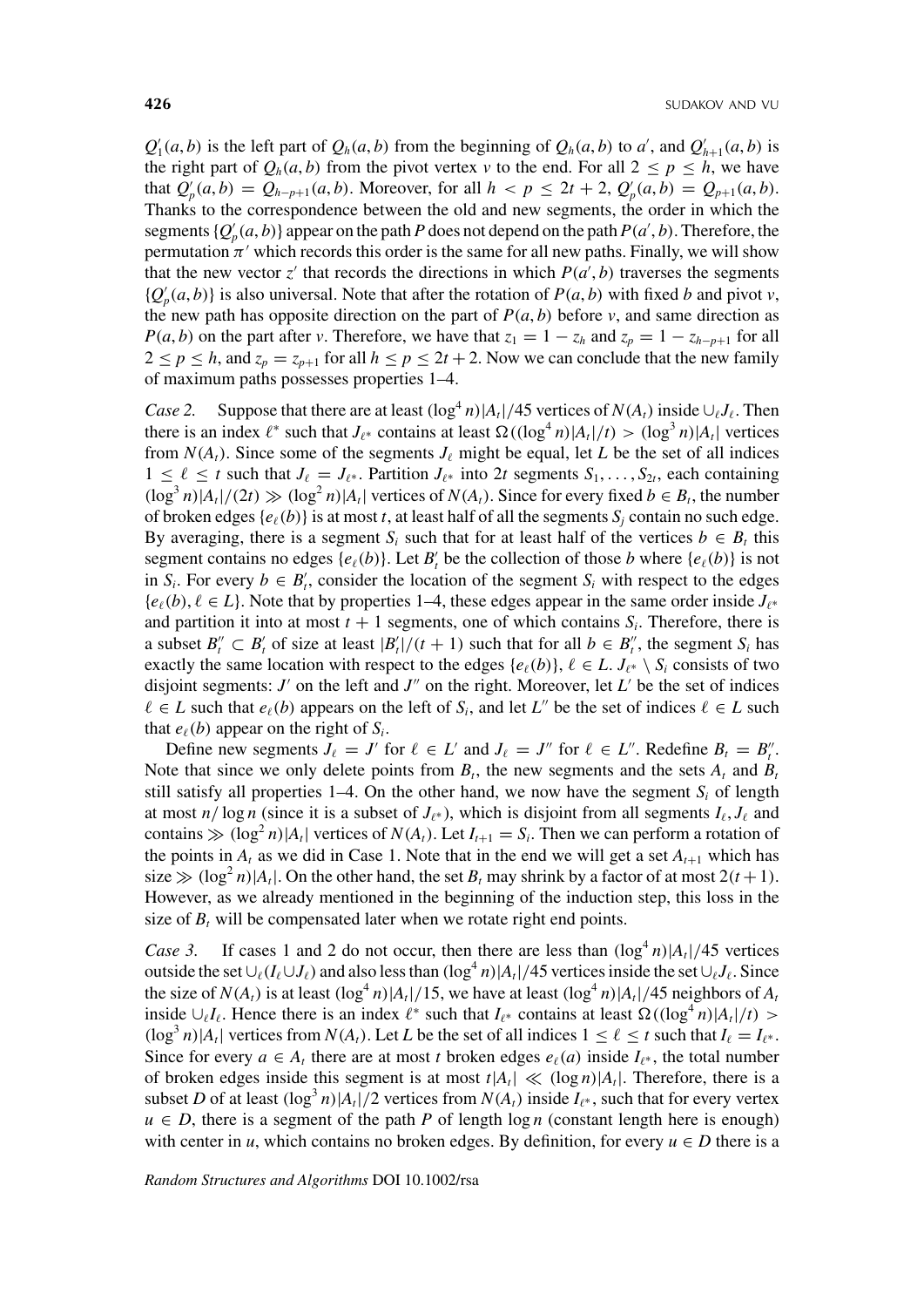$Q'_1(a,b)$ is the left part of $Q_h(a,b)$ from the beginning of $Q_h(a,b)$ to $a'$, and $Q'_{h+1}(a,b)$ is the right part of $Q_h(a,b)$ from the pivot vertex $v$ to the end. For all $2 \le p \le h$, we have that $Q'_p(a,b) = Q_{h-p+1}(a,b)$. Moreover, for all $h < p \le 2t+2$, $Q'_p(a,b) = Q_{p+1}(a,b)$. Thanks to the correspondence between the old and new segments, the order in which the segments $\{Q'_p(a,b)\}$ appear on the path $P$ does not depend on the path $P(a',b)$. Therefore, the permutation $\pi'$ which records this order is the same for all new paths. Finally, we will show that the new vector $z'$ that records the directions in which $P(a',b)$ traverses the segments $\{Q'_p(a,b)\}$ is also universal. Note that after the rotation of $P(a,b)$ with fixed $b$ and pivot $v$, the new path has opposite direction on the part of $P(a,b)$ before $v$, and same direction as $P(a,b)$ on the part after $v$. Therefore, we have that $z_1 = 1 - z_h$ and $z_p = 1 - z_{h-p+1}$ for all $2 \le p \le h$, and $z_p = z_{p+1}$ for all $h \le p \le 2t+2$. Now we can conclude that the new family of maximum paths possesses properties 1–4.

*Case 2.* Suppose that there are at least $(\log^4 n)|A_t|/45$ vertices of $N(A_t)$ inside $\cup_\ell J_\ell$. Then there is an index $\ell^*$ such that $J_{\ell^*}$ contains at least $\Omega((\log^4 n)|A_t|/t) > (\log^3 n)|A_t|$ vertices from $N(A_t)$. Since some of the segments $J_\ell$ might be equal, let $L$ be the set of all indices $1 \le \ell \le t$ such that $J_\ell = J_{\ell^*}$. Partition $J_{\ell^*}$ into $2t$ segments $S_1, \ldots, S_{2t}$, each containing $(\log^3 n)|A_t|/(2t) \gg (\log^2 n)|A_t|$ vertices of $N(A_t)$. Since for every fixed $b \in B_t$, the number of broken edges $\{e_\ell(b)\}$ is at most $t$, at least half of all the segments $S_j$ contain no such edge. By averaging, there is a segment $S_i$ such that for at least half of the vertices $b \in B_t$ this segment contains no edges $\{e_\ell(b)\}$. Let $B'_t$ be the collection of those $b$ where $\{e_\ell(b)\}$ is not in $S_i$. For every $b \in B'_t$, consider the location of the segment $S_i$ with respect to the edges $\{e_\ell(b), \ell \in L\}$. Note that by properties 1–4, these edges appear in the same order inside $J_{\ell^*}$ and partition it into at most $t+1$ segments, one of which contains $S_i$. Therefore, there is a subset $B''_t \subset B'_t$ of size at least $|B'_t|/(t+1)$ such that for all $b \in B''_t$, the segment $S_i$ has exactly the same location with respect to the edges $\{e_\ell(b)\}$, $\ell \in L$. $J_{\ell^*} \setminus S_i$ consists of two disjoint segments: $J'$ on the left and $J''$ on the right. Moreover, let $L'$ be the set of indices $\ell \in L$ such that $e_\ell(b)$ appears on the left of $S_i$, and let $L''$ be the set of indices $\ell \in L$ such that $e_\ell(b)$ appear on the right of $S_i$.

Define new segments $J_\ell = J'$ for $\ell \in L'$ and $J_\ell = J''$ for $\ell \in L''$. Redefine $B_t = B''_t$. Note that since we only delete points from $B_t$, the new segments and the sets $A_t$ and $B_t$ still satisfy all properties 1–4. On the other hand, we now have the segment $S_i$ of length at most $n/\log n$ (since it is a subset of $J_{\ell^*}$), which is disjoint from all segments $I_\ell, J_\ell$ and contains $\gg (\log^2 n)|A_t|$ vertices of $N(A_t)$. Let $I_{t+1} = S_i$. Then we can perform a rotation of the points in $A_t$ as we did in Case 1. Note that in the end we will get a set $A_{t+1}$ which has size $\gg (\log^2 n)|A_t|$. On the other hand, the set $B_t$ may shrink by a factor of at most $2(t+1)$. However, as we already mentioned in the beginning of the induction step, this loss in the size of $B_t$ will be compensated later when we rotate right end points.

*Case 3.* If cases 1 and 2 do not occur, then there are less than $(\log^4 n)|A_t|/45$ vertices outside the set $\cup_\ell(I_\ell \cup J_\ell)$ and also less than $(\log^4 n)|A_t|/45$ vertices inside the set $\cup_\ell J_\ell$. Since the size of $N(A_t)$ is at least $(\log^4 n)|A_t|/15$, we have at least $(\log^4 n)|A_t|/45$ neighbors of $A_t$ inside $\cup_\ell I_\ell$. Hence there is an index $\ell^*$ such that $I_{\ell^*}$ contains at least $\Omega((\log^4 n)|A_t|/t) > (\log^3 n)|A_t|$ vertices from $N(A_t)$. Let $L$ be the set of all indices $1 \le \ell \le t$ such that $I_\ell = I_{\ell^*}$. Since for every $a \in A_t$ there are at most $t$ broken edges $e_\ell(a)$ inside $I_{\ell^*}$, the total number of broken edges inside this segment is at most $t|A_t| \ll (\log n)|A_t|$. Therefore, there is a subset $D$ of at least $(\log^3 n)|A_t|/2$ vertices from $N(A_t)$ inside $I_{\ell^*}$, such that for every vertex $u \in D$, there is a segment of the path $P$ of length $\log n$ (constant length here is enough) with center in $u$, which contains no broken edges. By definition, for every $u \in D$ there is a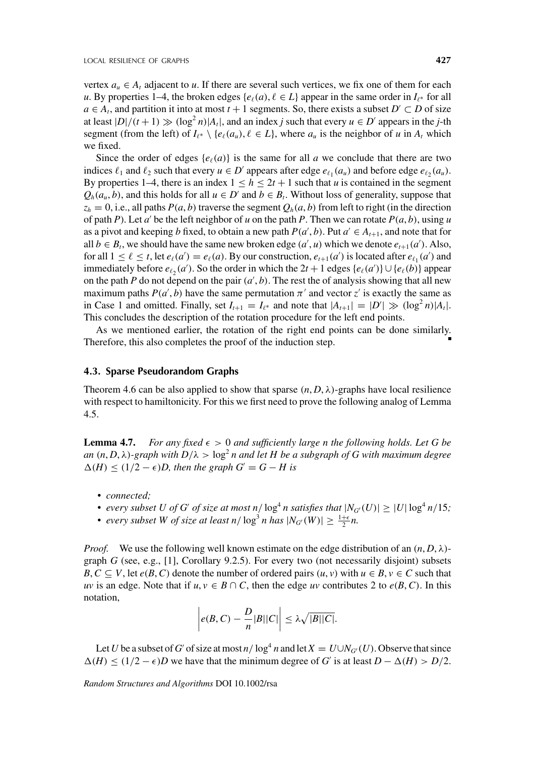vertex $a_u \in A_t$ adjacent to $u$. If there are several such vertices, we fix one of them for each $u$. By properties 1–4, the broken edges $\{e_\ell(a), \ell \in L\}$ appear in the same order in $I_{\ell^*}$ for all $a \in A_t$, and partition it into at most $t+1$ segments. So, there exists a subset $D' \subset D$ of size at least $|D|/(t+1) \gg (\log^2 n)|A_t|$, and an index $j$ such that every $u \in D'$ appears in the $j$-th segment (from the left) of $I_{\ell^*} \setminus \{e_\ell(a_u), \ell \in L\}$, where $a_u$ is the neighbor of $u$ in $A_t$ which we fixed.

Since the order of edges $\{e_\ell(a)\}$ is the same for all $a$ we conclude that there are two indices $\ell_1$ and $\ell_2$ such that every $u \in D'$ appears after edge $e_{\ell_1}(a_u)$ and before edge $e_{\ell_2}(a_u)$. By properties 1–4, there is an index $1 \le h \le 2t+1$ such that $u$ is contained in the segment $Q_h(a_u, b)$, and this holds for all $u \in D'$ and $b \in B_t$. Without loss of generality, suppose that $z_h = 0$, i.e., all paths $P(a, b)$ traverse the segment $Q_h(a, b)$ from left to right (in the direction of path $P$). Let $a'$ be the left neighbor of $u$ on the path $P$. Then we can rotate $P(a, b)$, using $u$ as a pivot and keeping $b$ fixed, to obtain a new path $P(a', b)$. Put $a' \in A_{t+1}$, and note that for all $b \in B_t$, we should have the same new broken edge $(a', u)$ which we denote $e_{t+1}(a')$. Also, for all $1 \le \ell \le t$, let $e_\ell(a') = e_\ell(a)$. By our construction, $e_{t+1}(a')$ is located after $e_{\ell_1}(a')$ and immediately before $e_{\ell_2}(a')$. So the order in which the $2t+1$ edges $\{e_\ell(a')\} \cup \{e_\ell(b)\}$ appear on the path $P$ do not depend on the pair $(a', b)$. The rest the of analysis showing that all new maximum paths $P(a', b)$ have the same permutation $\pi'$ and vector $z'$ is exactly the same as in Case 1 and omitted. Finally, set $I_{t+1} = I_{\ell^*}$ and note that $|A_{t+1}| = |D'| \gg (\log^2 n)|A_t|$. This concludes the description of the rotation procedure for the left end points.

As we mentioned earlier, the rotation of the right end points can be done similarly. Therefore, this also completes the proof of the induction step. ∎

### 4.3. Sparse Pseudorandom Graphs

Theorem 4.6 can be also applied to show that sparse $(n, D, \lambda)$-graphs have local resilience with respect to hamiltonicity. For this we first need to prove the following analog of Lemma 4.5.

**Lemma 4.7.** *For any fixed $\epsilon > 0$ and sufficiently large $n$ the following holds. Let $G$ be an $(n, D, \lambda)$-graph with $D/\lambda > \log^2 n$ and let $H$ be a subgraph of $G$ with maximum degree $\Delta(H) \le (1/2 - \epsilon)D$, then the graph $G' = G - H$ is*

- *connected;*
- *every subset $U$ of $G'$ of size at most $n/\log^4 n$ satisfies that $|N_{G'}(U)| \ge |U| \log^4 n/15$;*
- *every subset $W$ of size at least $n/\log^3 n$ has $|N_{G'}(W)| \ge \frac{1+\epsilon}{2} n$.*

*Proof.* We use the following well known estimate on the edge distribution of an $(n, D, \lambda)$-graph $G$ (see, e.g., [1], Corollary 9.2.5). For every two (not necessarily disjoint) subsets $B, C \subseteq V$, let $e(B, C)$ denote the number of ordered pairs $(u, v)$ with $u \in B, v \in C$ such that $uv$ is an edge. Note that if $u, v \in B \cap C$, then the edge $uv$ contributes 2 to $e(B, C)$. In this notation,

$$\left| e(B, C) - \frac{D}{n}|B||C| \right| \le \lambda \sqrt{|B||C|}.$$

Let $U$ be a subset of $G'$ of size at most $n/\log^4 n$ and let $X = U \cup N_{G'}(U)$. Observe that since $\Delta(H) \le (1/2 - \epsilon)D$ we have that the minimum degree of $G'$ is at least $D - \Delta(H) > D/2$.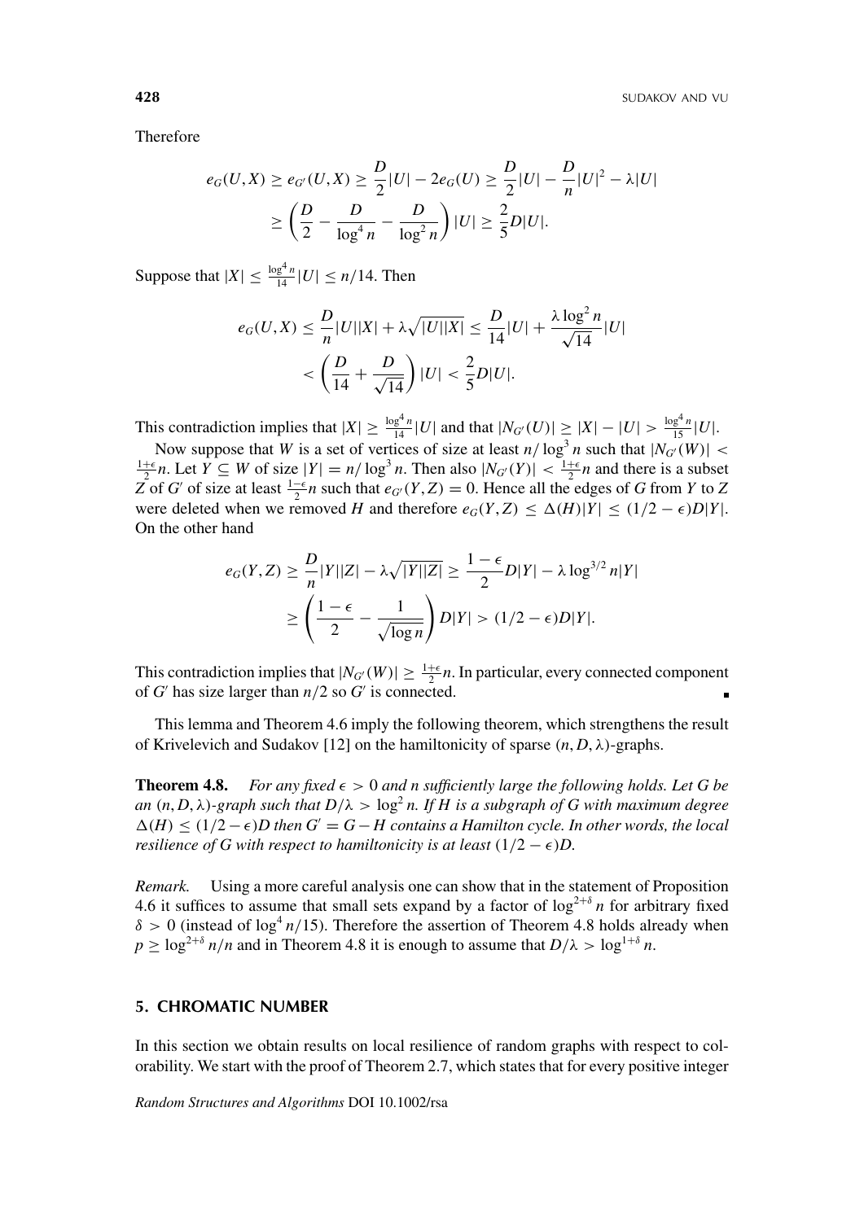Therefore

$$
\begin{aligned}
e_G(U,X) \geq e_{G'}(U,X) &\geq \frac{D}{2}|U| - 2e_G(U) \geq \frac{D}{2}|U| - \frac{D}{n}|U|^2 - \lambda|U| \\
&\geq \left(\frac{D}{2} - \frac{D}{\log^4 n} - \frac{D}{\log^2 n}\right)|U| \geq \frac{2}{5}D|U|.
\end{aligned}
$$

Suppose that $|X| \leq \frac{\log^4 n}{14}|U| \leq n/14$. Then

$$
\begin{aligned}
e_G(U,X) &\leq \frac{D}{n}|U||X| + \lambda\sqrt{|U||X|} \leq \frac{D}{14}|U| + \frac{\lambda \log^2 n}{\sqrt{14}}|U| \\
&< \left(\frac{D}{14} + \frac{D}{\sqrt{14}}\right)|U| < \frac{2}{5}D|U|.
\end{aligned}
$$

This contradiction implies that $|X| \geq \frac{\log^4 n}{14}|U|$ and that $|N_{G'}(U)| \geq |X| - |U| > \frac{\log^4 n}{15}|U|$.

Now suppose that $W$ is a set of vertices of size at least $n/\log^3 n$ such that $|N_{G'}(W)| < \frac{1+\epsilon}{2}n$. Let $Y \subseteq W$ of size $|Y| = n/\log^3 n$. Then also $|N_{G'}(Y)| < \frac{1+\epsilon}{2}n$ and there is a subset $Z$ of $G'$ of size at least $\frac{1-\epsilon}{2}n$ such that $e_{G'}(Y,Z) = 0$. Hence all the edges of $G$ from $Y$ to $Z$ were deleted when we removed $H$ and therefore $e_G(Y,Z) \leq \Delta(H)|Y| \leq (1/2 - \epsilon)D|Y|$. On the other hand

$$
\begin{aligned}
e_G(Y,Z) &\geq \frac{D}{n}|Y||Z| - \lambda\sqrt{|Y||Z|} \geq \frac{1-\epsilon}{2}D|Y| - \lambda \log^{3/2} n|Y| \\
&\geq \left(\frac{1-\epsilon}{2} - \frac{1}{\sqrt{\log n}}\right)D|Y| > (1/2 - \epsilon)D|Y|.
\end{aligned}
$$

This contradiction implies that $|N_{G'}(W)| \geq \frac{1+\epsilon}{2}n$. In particular, every connected component of $G'$ has size larger than $n/2$ so $G'$ is connected. ∎

This lemma and Theorem 4.6 imply the following theorem, which strengthens the result of Krivelevich and Sudakov [12] on the hamiltonicity of sparse $(n, D, \lambda)$-graphs.

**Theorem 4.8.** *For any fixed $\epsilon > 0$ and $n$ sufficiently large the following holds. Let $G$ be an $(n, D, \lambda)$-graph such that $D/\lambda > \log^2 n$. If $H$ is a subgraph of $G$ with maximum degree $\Delta(H) \leq (1/2 - \epsilon)D$ then $G' = G - H$ contains a Hamilton cycle. In other words, the local resilience of $G$ with respect to hamiltonicity is at least $(1/2 - \epsilon)D$.*

*Remark.* Using a more careful analysis one can show that in the statement of Proposition 4.6 it suffices to assume that small sets expand by a factor of $\log^{2+\delta} n$ for arbitrary fixed $\delta > 0$ (instead of $\log^4 n/15$). Therefore the assertion of Theorem 4.8 holds already when $p \geq \log^{2+\delta} n/n$ and in Theorem 4.8 it is enough to assume that $D/\lambda > \log^{1+\delta} n$.

## 5. CHROMATIC NUMBER

In this section we obtain results on local resilience of random graphs with respect to colorability. We start with the proof of Theorem 2.7, which states that for every positive integer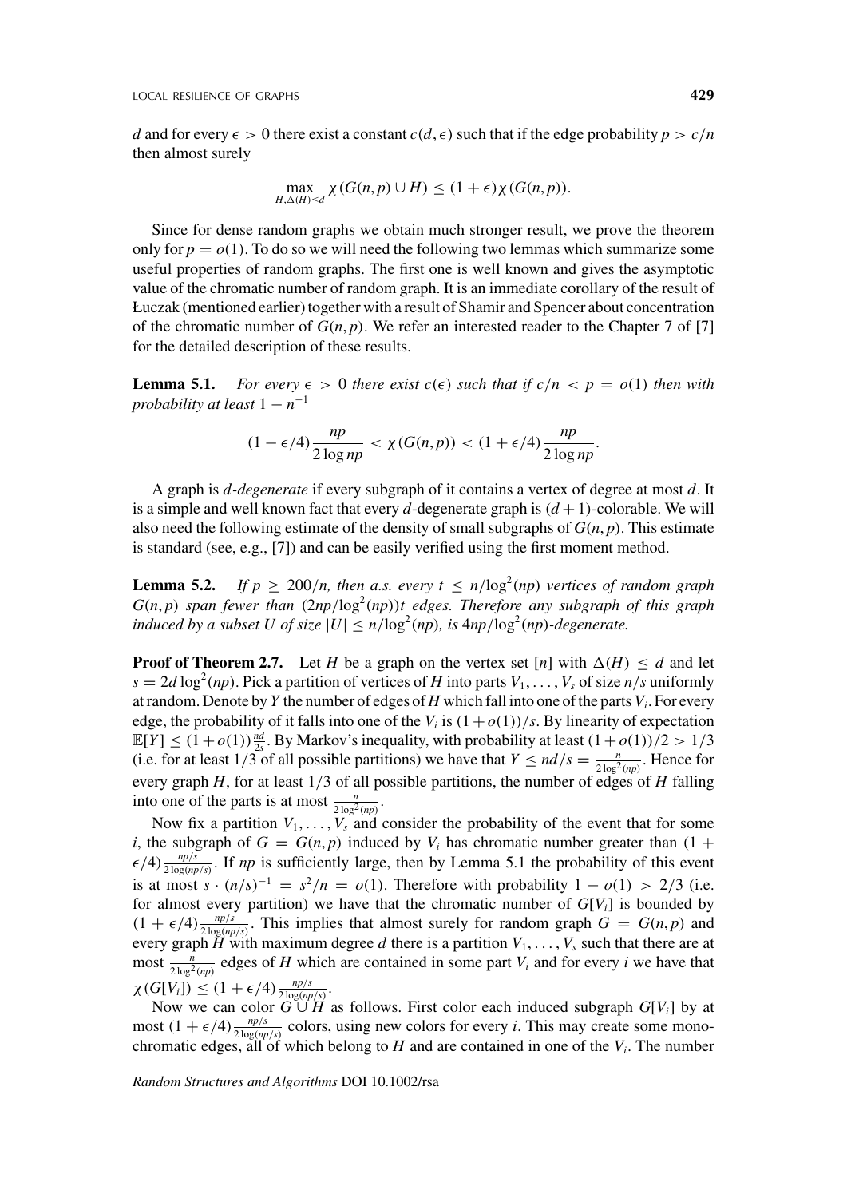$d$ and for every $\epsilon > 0$ there exist a constant $c(d, \epsilon)$ such that if the edge probability $p > c/n$ then almost surely

$$\max_{H, \Delta(H) \leq d} \chi(G(n,p) \cup H) \leq (1+\epsilon)\chi(G(n,p)).$$

Since for dense random graphs we obtain much stronger result, we prove the theorem only for $p = o(1)$. To do so we will need the following two lemmas which summarize some useful properties of random graphs. The first one is well known and gives the asymptotic value of the chromatic number of random graph. It is an immediate corollary of the result of Łuczak (mentioned earlier) together with a result of Shamir and Spencer about concentration of the chromatic number of $G(n,p)$. We refer an interested reader to the Chapter 7 of [7] for the detailed description of these results.

**Lemma 5.1.** *For every $\epsilon > 0$ there exist $c(\epsilon)$ such that if $c/n < p = o(1)$ then with probability at least $1 - n^{-1}$*

$$(1 - \epsilon/4)\frac{np}{2\log np} < \chi(G(n,p)) < (1+\epsilon/4)\frac{np}{2\log np}.$$

A graph is *$d$-degenerate* if every subgraph of it contains a vertex of degree at most $d$. It is a simple and well known fact that every $d$-degenerate graph is $(d+1)$-colorable. We will also need the following estimate of the density of small subgraphs of $G(n,p)$. This estimate is standard (see, e.g., [7]) and can be easily verified using the first moment method.

**Lemma 5.2.** *If $p \geq 200/n$, then a.s. every $t \leq n/\log^2(np)$ vertices of random graph $G(n,p)$ span fewer than $(2np/\log^2(np))t$ edges. Therefore any subgraph of this graph induced by a subset $U$ of size $|U| \leq n/\log^2(np)$, is $4np/\log^2(np)$-degenerate.*

**Proof of Theorem 2.7.** Let $H$ be a graph on the vertex set $[n]$ with $\Delta(H) \leq d$ and let $s = 2d\log^2(np)$. Pick a partition of vertices of $H$ into parts $V_1, \ldots, V_s$ of size $n/s$ uniformly at random. Denote by $Y$ the number of edges of $H$ which fall into one of the parts $V_i$. For every edge, the probability of it falls into one of the $V_i$ is $(1+o(1))/s$. By linearity of expectation $\mathbb{E}[Y] \leq (1+o(1))\frac{nd}{2s}$. By Markov's inequality, with probability at least $(1+o(1))/2 > 1/3$ (i.e. for at least $1/3$ of all possible partitions) we have that $Y \leq nd/s = \frac{n}{2\log^2(np)}$. Hence for every graph $H$, for at least $1/3$ of all possible partitions, the number of edges of $H$ falling into one of the parts is at most $\frac{n}{2\log^2(np)}$.

Now fix a partition $V_1, \ldots, V_s$ and consider the probability of the event that for some $i$, the subgraph of $G = G(n,p)$ induced by $V_i$ has chromatic number greater than $(1 + \epsilon/4)\frac{np/s}{2\log(np/s)}$. If $np$ is sufficiently large, then by Lemma 5.1 the probability of this event is at most $s \cdot (n/s)^{-1} = s^2/n = o(1)$. Therefore with probability $1 - o(1) > 2/3$ (i.e. for almost every partition) we have that the chromatic number of $G[V_i]$ is bounded by $(1+\epsilon/4)\frac{np/s}{2\log(np/s)}$. This implies that almost surely for random graph $G = G(n,p)$ and every graph $H$ with maximum degree $d$ there is a partition $V_1, \ldots, V_s$ such that there are at most $\frac{n}{2\log^2(np)}$ edges of $H$ which are contained in some part $V_i$ and for every $i$ we have that $\chi(G[V_i]) \leq (1+\epsilon/4)\frac{np/s}{2\log(np/s)}$.

Now we can color $G \cup H$ as follows. First color each induced subgraph $G[V_i]$ by at most $(1+\epsilon/4)\frac{np/s}{2\log(np/s)}$ colors, using new colors for every $i$. This may create some monochromatic edges, all of which belong to $H$ and are contained in one of the $V_i$. The number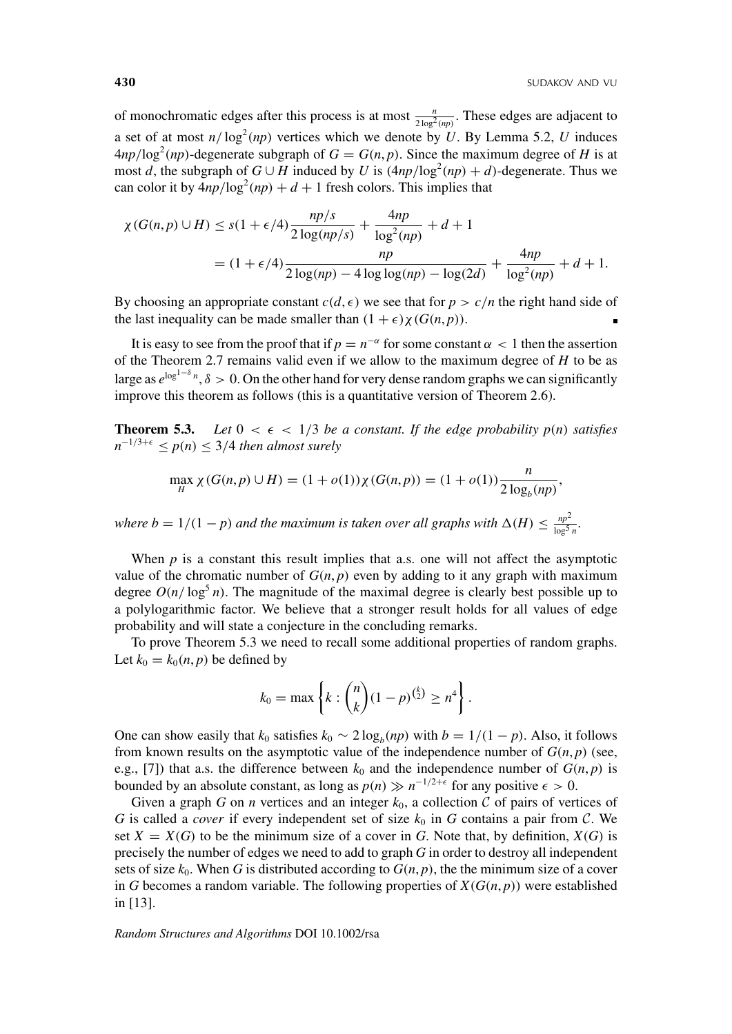of monochromatic edges after this process is at most $\frac{n}{2\log^2(np)}$. These edges are adjacent to a set of at most $n/\log^2(np)$ vertices which we denote by $U$. By Lemma 5.2, $U$ induces $4np/\log^2(np)$-degenerate subgraph of $G = G(n,p)$. Since the maximum degree of $H$ is at most $d$, the subgraph of $G \cup H$ induced by $U$ is $(4np/\log^2(np) + d)$-degenerate. Thus we can color it by $4np/\log^2(np) + d + 1$ fresh colors. This implies that

$$\chi(G(n,p) \cup H) \leq s(1+\epsilon/4)\frac{np/s}{2\log(np/s)} + \frac{4np}{\log^2(np)} + d + 1$$
$$= (1+\epsilon/4)\frac{np}{2\log(np) - 4\log\log(np) - \log(2d)} + \frac{4np}{\log^2(np)} + d + 1.$$

By choosing an appropriate constant $c(d,\epsilon)$ we see that for $p > c/n$ the right hand side of the last inequality can be made smaller than $(1+\epsilon)\chi(G(n,p))$. ∎

It is easy to see from the proof that if $p = n^{-\alpha}$ for some constant $\alpha < 1$ then the assertion of the Theorem 2.7 remains valid even if we allow to the maximum degree of $H$ to be as large as $e^{\log^{1-\delta} n}, \delta > 0$. On the other hand for very dense random graphs we can significantly improve this theorem as follows (this is a quantitative version of Theorem 2.6).

**Theorem 5.3.** *Let $0 < \epsilon < 1/3$ be a constant. If the edge probability $p(n)$ satisfies $n^{-1/3+\epsilon} \leq p(n) \leq 3/4$ then almost surely*

$$\max_H \chi(G(n,p) \cup H) = (1+o(1))\chi(G(n,p)) = (1+o(1))\frac{n}{2\log_b(np)},$$

*where $b = 1/(1-p)$ and the maximum is taken over all graphs with $\Delta(H) \leq \frac{np^2}{\log^5 n}$.*

When $p$ is a constant this result implies that a.s. one will not affect the asymptotic value of the chromatic number of $G(n,p)$ even by adding to it any graph with maximum degree $O(n/\log^5 n)$. The magnitude of the maximal degree is clearly best possible up to a polylogarithmic factor. We believe that a stronger result holds for all values of edge probability and will state a conjecture in the concluding remarks.

To prove Theorem 5.3 we need to recall some additional properties of random graphs. Let $k_0 = k_0(n,p)$ be defined by

$$k_0 = \max\left\{k : \binom{n}{k}(1-p)^{\binom{k}{2}} \geq n^4\right\}.$$

One can show easily that $k_0$ satisfies $k_0 \sim 2\log_b(np)$ with $b = 1/(1-p)$. Also, it follows from known results on the asymptotic value of the independence number of $G(n,p)$ (see, e.g., [7]) that a.s. the difference between $k_0$ and the independence number of $G(n,p)$ is bounded by an absolute constant, as long as $p(n) \gg n^{-1/2+\epsilon}$ for any positive $\epsilon > 0$.

Given a graph $G$ on $n$ vertices and an integer $k_0$, a collection $\mathcal{C}$ of pairs of vertices of $G$ is called a *cover* if every independent set of size $k_0$ in $G$ contains a pair from $\mathcal{C}$. We set $X = X(G)$ to be the minimum size of a cover in $G$. Note that, by definition, $X(G)$ is precisely the number of edges we need to add to graph $G$ in order to destroy all independent sets of size $k_0$. When $G$ is distributed according to $G(n,p)$, the the minimum size of a cover in $G$ becomes a random variable. The following properties of $X(G(n,p))$ were established in [13].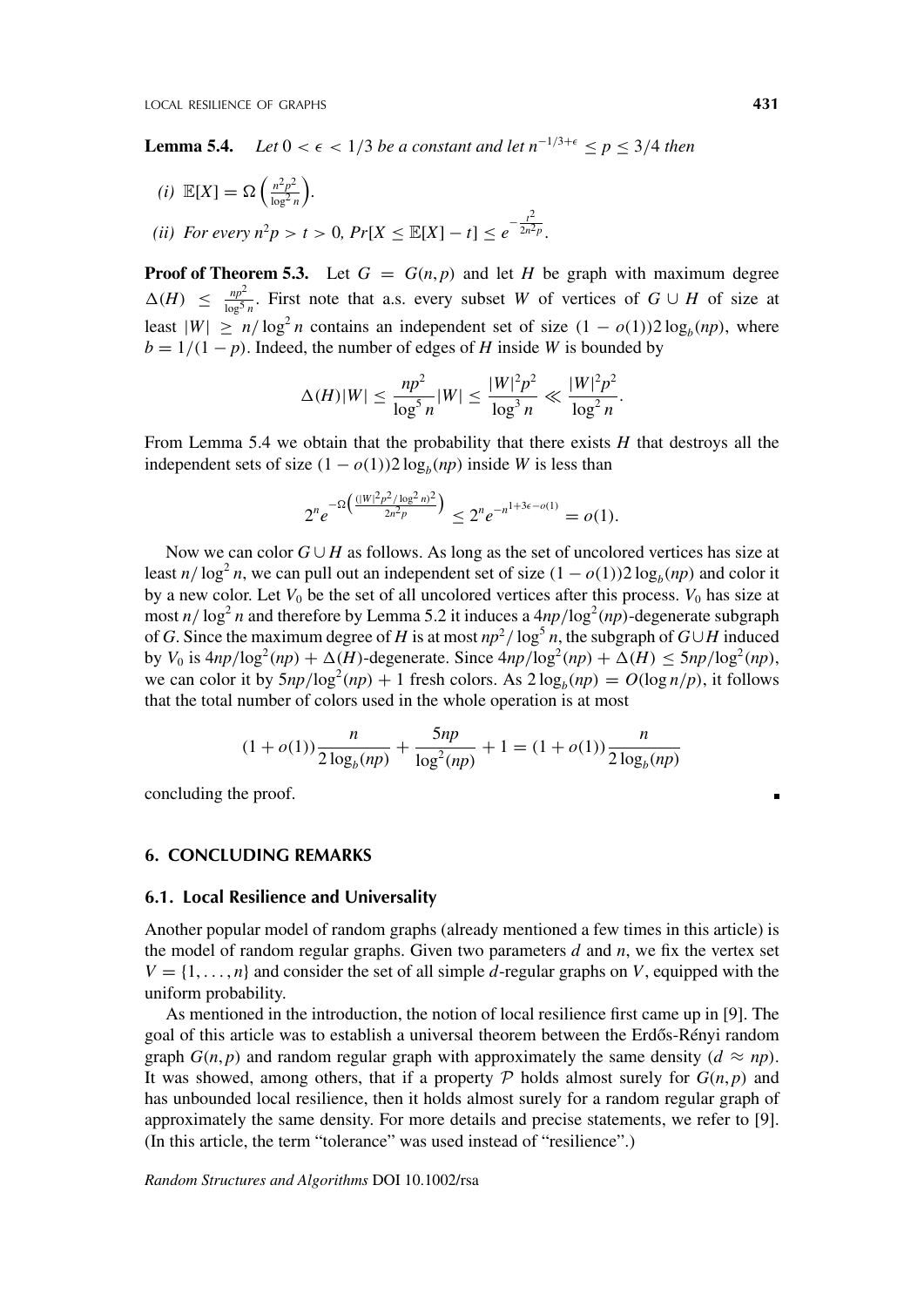**Lemma 5.4.** *Let $0 < \epsilon < 1/3$ be a constant and let $n^{-1/3+\epsilon} \le p \le 3/4$ then*

*(i)* $\mathbb{E}[X] = \Omega\left(\frac{n^2p^2}{\log^2 n}\right)$.

*(ii) For every $n^2p > t > 0$, $Pr[X \le \mathbb{E}[X] - t] \le e^{-\frac{t^2}{2n^2p}}$.*

**Proof of Theorem 5.3.** Let $G = G(n,p)$ and let $H$ be graph with maximum degree $\Delta(H) \le \frac{np^2}{\log^5 n}$. First note that a.s. every subset $W$ of vertices of $G \cup H$ of size at least $|W| \ge n/\log^2 n$ contains an independent set of size $(1 - o(1))2\log_b(np)$, where $b = 1/(1-p)$. Indeed, the number of edges of $H$ inside $W$ is bounded by

$$\Delta(H)|W| \le \frac{np^2}{\log^5 n}|W| \le \frac{|W|^2p^2}{\log^3 n} \ll \frac{|W|^2p^2}{\log^2 n}.$$

From Lemma 5.4 we obtain that the probability that there exists $H$ that destroys all the independent sets of size $(1 - o(1))2\log_b(np)$ inside $W$ is less than

$$2^n e^{-\Omega\left(\frac{(|W|^2p^2/\log^2 n)^2}{2n^2p}\right)} \le 2^n e^{-n^{1+3\epsilon - o(1)}} = o(1).$$

Now we can color $G \cup H$ as follows. As long as the set of uncolored vertices has size at least $n/\log^2 n$, we can pull out an independent set of size $(1 - o(1))2\log_b(np)$ and color it by a new color. Let $V_0$ be the set of all uncolored vertices after this process. $V_0$ has size at most $n/\log^2 n$ and therefore by Lemma 5.2 it induces a $4np/\log^2(np)$-degenerate subgraph of $G$. Since the maximum degree of $H$ is at most $np^2/\log^5 n$, the subgraph of $G \cup H$ induced by $V_0$ is $4np/\log^2(np) + \Delta(H)$-degenerate. Since $4np/\log^2(np) + \Delta(H) \le 5np/\log^2(np)$, we can color it by $5np/\log^2(np) + 1$ fresh colors. As $2\log_b(np) = O(\log n/p)$, it follows that the total number of colors used in the whole operation is at most

$$(1 + o(1))\frac{n}{2\log_b(np)} + \frac{5np}{\log^2(np)} + 1 = (1 + o(1))\frac{n}{2\log_b(np)}$$

concluding the proof. ∎

## 6. CONCLUDING REMARKS

### 6.1. Local Resilience and Universality

Another popular model of random graphs (already mentioned a few times in this article) is the model of random regular graphs. Given two parameters $d$ and $n$, we fix the vertex set $V = \{1, \ldots, n\}$ and consider the set of all simple $d$-regular graphs on $V$, equipped with the uniform probability.

As mentioned in the introduction, the notion of local resilience first came up in [9]. The goal of this article was to establish a universal theorem between the Erdős-Rényi random graph $G(n,p)$ and random regular graph with approximately the same density ($d \approx np$). It was showed, among others, that if a property $\mathcal{P}$ holds almost surely for $G(n,p)$ and has unbounded local resilience, then it holds almost surely for a random regular graph of approximately the same density. For more details and precise statements, we refer to [9]. (In this article, the term "tolerance" was used instead of "resilience".)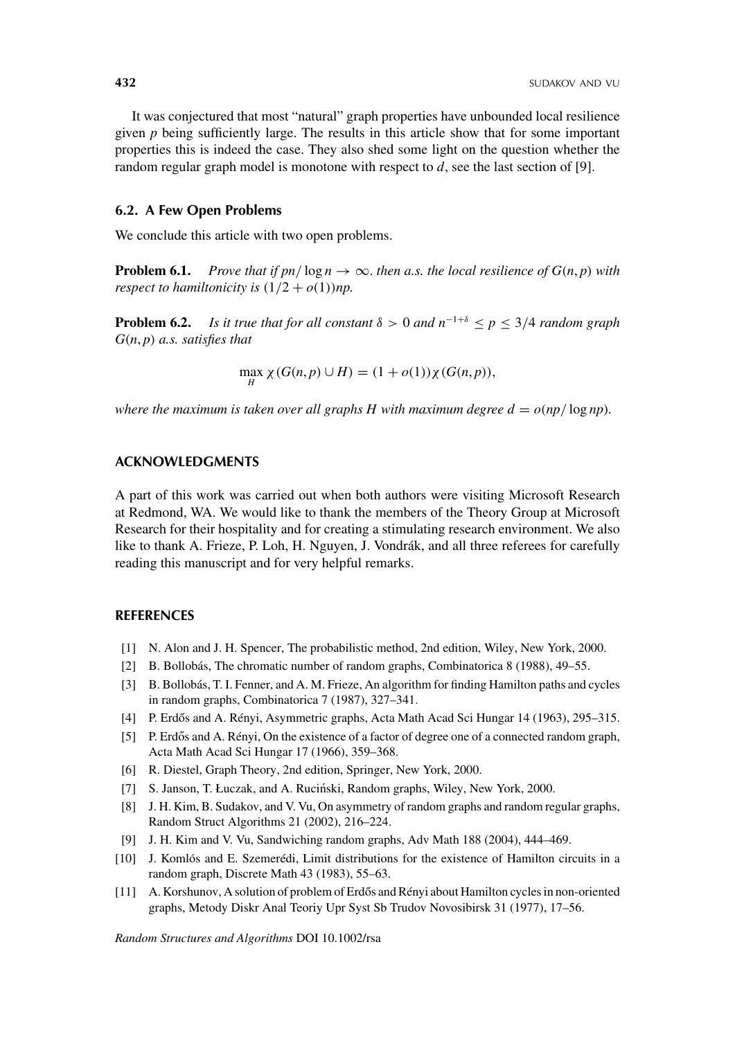It was conjectured that most "natural" graph properties have unbounded local resilience given $p$ being sufficiently large. The results in this article show that for some important properties this is indeed the case. They also shed some light on the question whether the random regular graph model is monotone with respect to $d$, see the last section of [9].

### 6.2. A Few Open Problems

We conclude this article with two open problems.

**Problem 6.1.** *Prove that if $pn/\log n \to \infty$. then a.s. the local resilience of $G(n,p)$ with respect to hamiltonicity is $(1/2 + o(1))np$.*

**Problem 6.2.** *Is it true that for all constant $\delta > 0$ and $n^{-1+\delta} \leq p \leq 3/4$ random graph $G(n,p)$ a.s. satisfies that*

$$\max_H \chi(G(n,p) \cup H) = (1 + o(1))\chi(G(n,p)),$$

*where the maximum is taken over all graphs $H$ with maximum degree $d = o(np/\log np)$.*

## ACKNOWLEDGMENTS

A part of this work was carried out when both authors were visiting Microsoft Research at Redmond, WA. We would like to thank the members of the Theory Group at Microsoft Research for their hospitality and for creating a stimulating research environment. We also like to thank A. Frieze, P. Loh, H. Nguyen, J. Vondrák, and all three referees for carefully reading this manuscript and for very helpful remarks.

## REFERENCES

[1] N. Alon and J. H. Spencer, The probabilistic method, 2nd edition, Wiley, New York, 2000.

[2] B. Bollobás, The chromatic number of random graphs, Combinatorica 8 (1988), 49–55.

[3] B. Bollobás, T. I. Fenner, and A. M. Frieze, An algorithm for finding Hamilton paths and cycles in random graphs, Combinatorica 7 (1987), 327–341.

[4] P. Erdős and A. Rényi, Asymmetric graphs, Acta Math Acad Sci Hungar 14 (1963), 295–315.

[5] P. Erdős and A. Rényi, On the existence of a factor of degree one of a connected random graph, Acta Math Acad Sci Hungar 17 (1966), 359–368.

[6] R. Diestel, Graph Theory, 2nd edition, Springer, New York, 2000.

[7] S. Janson, T. Łuczak, and A. Ruciński, Random graphs, Wiley, New York, 2000.

[8] J. H. Kim, B. Sudakov, and V. Vu, On asymmetry of random graphs and random regular graphs, Random Struct Algorithms 21 (2002), 216–224.

[9] J. H. Kim and V. Vu, Sandwiching random graphs, Adv Math 188 (2004), 444–469.

[10] J. Komlós and E. Szemerédi, Limit distributions for the existence of Hamilton circuits in a random graph, Discrete Math 43 (1983), 55–63.

[11] A. Korshunov, A solution of problem of Erdős and Rényi about Hamilton cycles in non-oriented graphs, Metody Diskr Anal Teoriy Upr Syst Sb Trudov Novosibirsk 31 (1977), 17–56.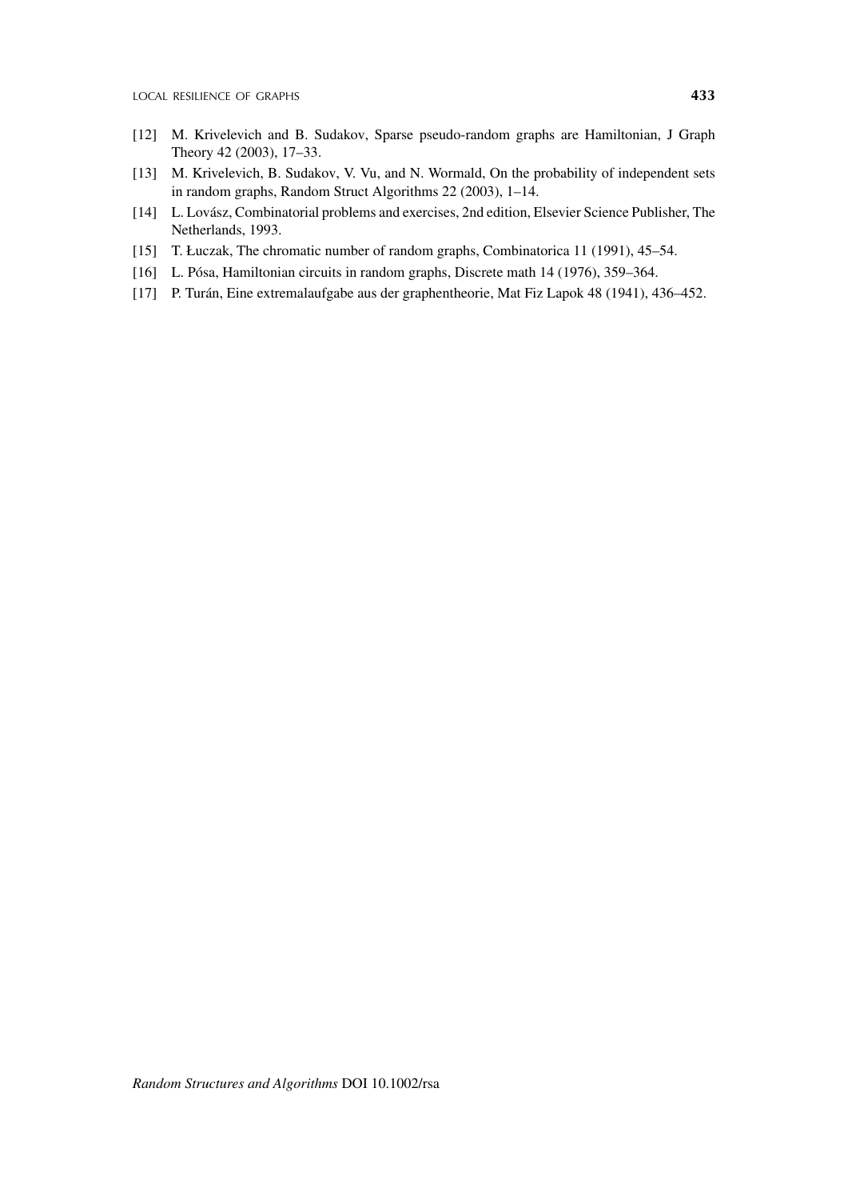[12] M. Krivelevich and B. Sudakov, Sparse pseudo-random graphs are Hamiltonian, J Graph Theory 42 (2003), 17–33.

[13] M. Krivelevich, B. Sudakov, V. Vu, and N. Wormald, On the probability of independent sets in random graphs, Random Struct Algorithms 22 (2003), 1–14.

[14] L. Lovász, Combinatorial problems and exercises, 2nd edition, Elsevier Science Publisher, The Netherlands, 1993.

[15] T. Łuczak, The chromatic number of random graphs, Combinatorica 11 (1991), 45–54.

[16] L. Pósa, Hamiltonian circuits in random graphs, Discrete math 14 (1976), 359–364.

[17] P. Turán, Eine extremalaufgabe aus der graphentheorie, Mat Fiz Lapok 48 (1941), 436–452.